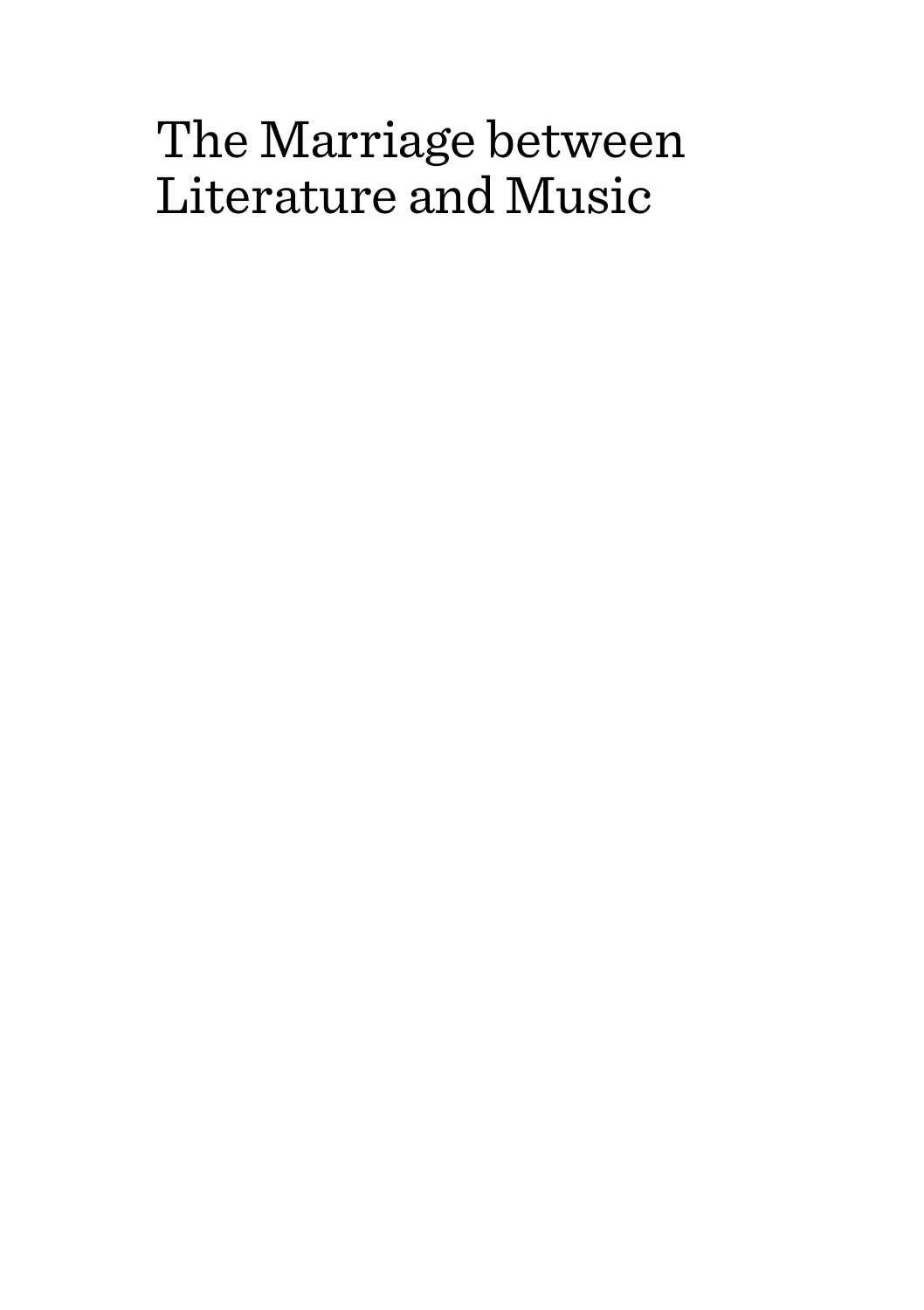# The Marriage between Literature and Music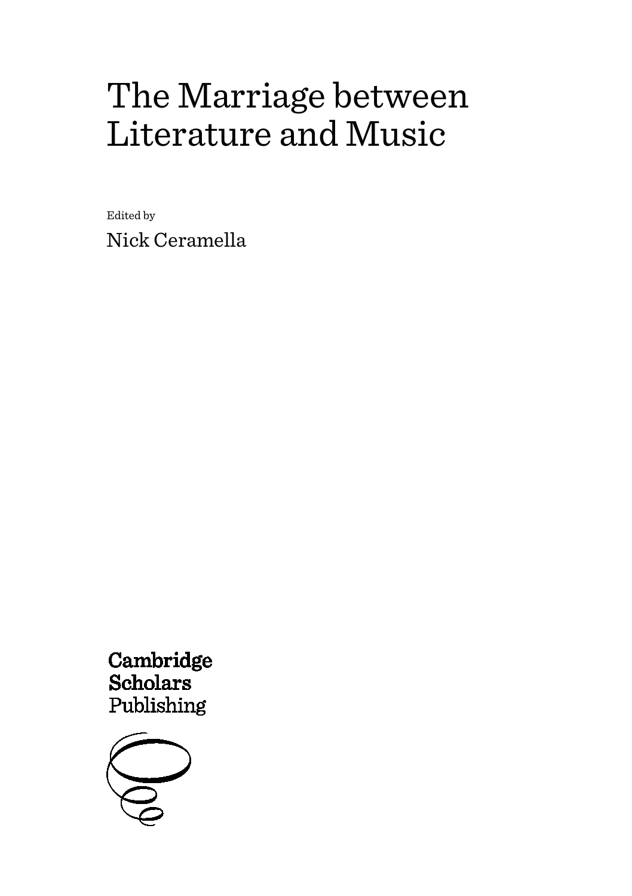# The Marriage between Literature and Music

Edited by

Nick Ceramella

Cambridge Scholars Publishing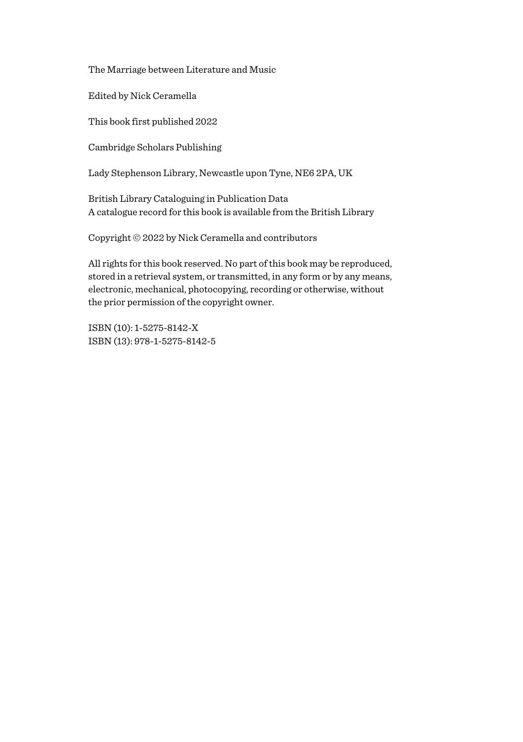The Marriage between Literature and Music

Edited by Nick Ceramella

This book first published 2022

Cambridge Scholars Publishing

Lady Stephenson Library, Newcastle upon Tyne, NE6 2PA, UK

British Library Cataloguing in Publication Data
A catalogue record for this book is available from the British Library

Copyright © 2022 by Nick Ceramella and contributors

All rights for this book reserved. No part of this book may be reproduced, stored in a retrieval system, or transmitted, in any form or by any means, electronic, mechanical, photocopying, recording or otherwise, without the prior permission of the copyright owner.

ISBN (10): 1-5275-8142-X
ISBN (13): 978-1-5275-8142-5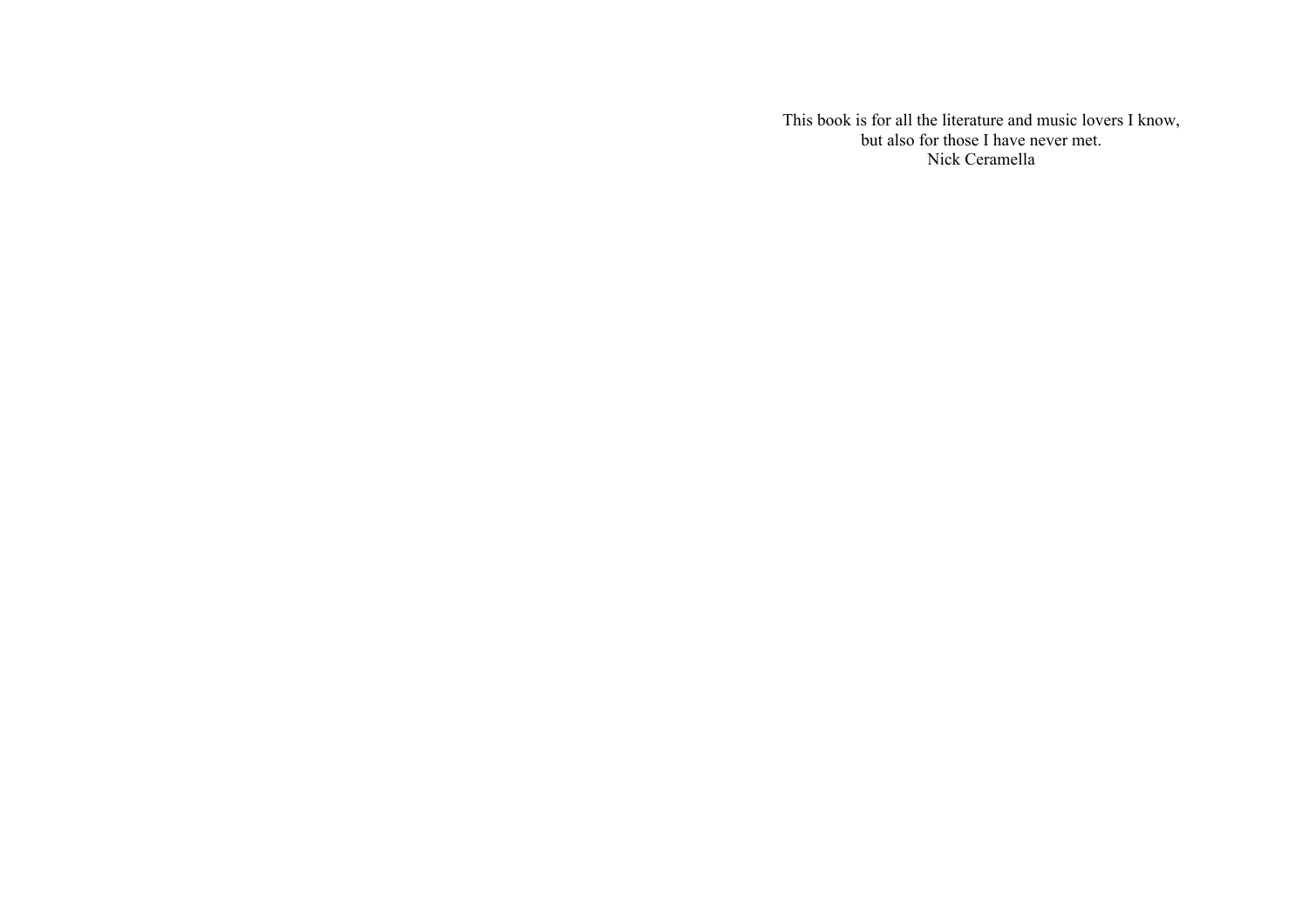This book is for all the literature and music lovers I know,
but also for those I have never met.
Nick Ceramella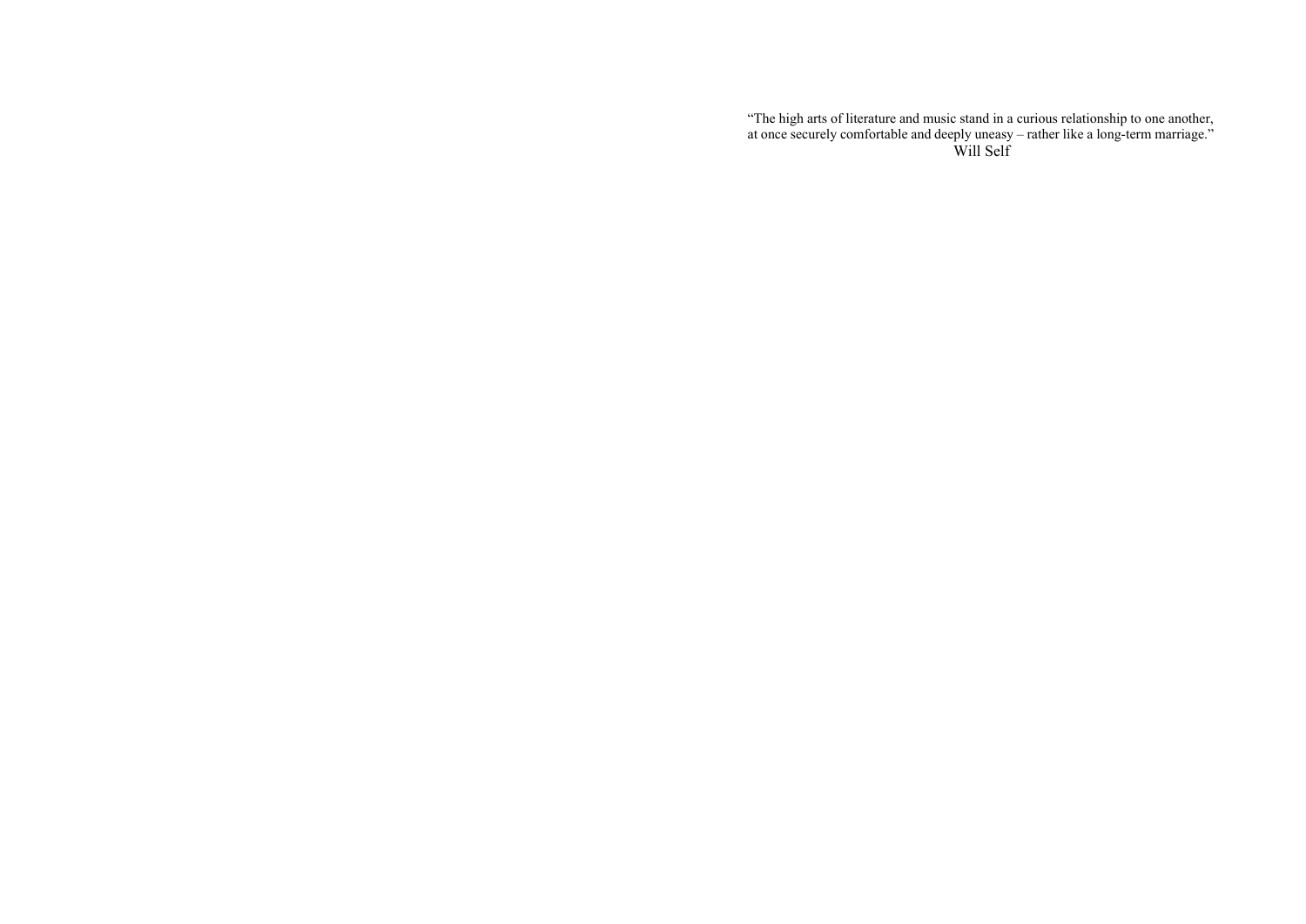"The high arts of literature and music stand in a curious relationship to one another, at once securely comfortable and deeply uneasy – rather like a long-term marriage."

Will Self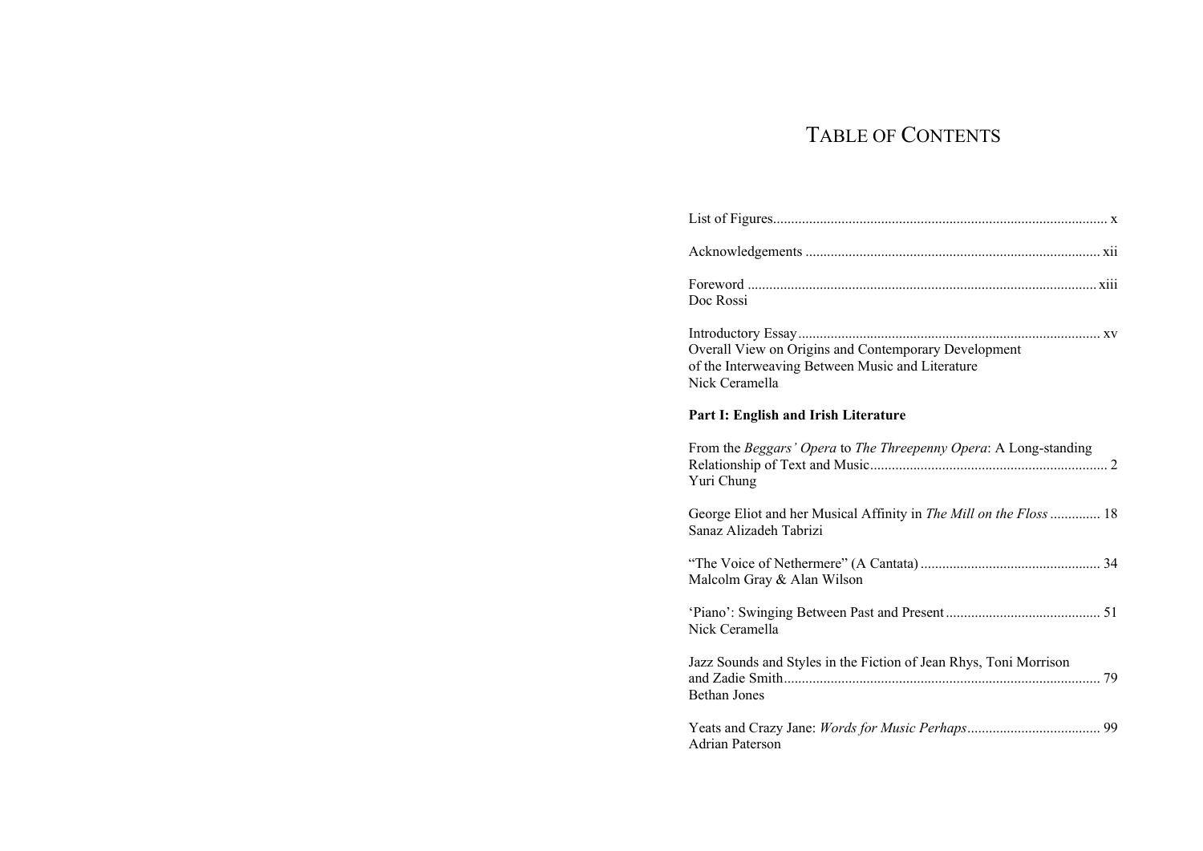# Table of Contents

List of Figures ........................................................................................... x

Acknowledgements ................................................................................. xii

Foreword ................................................................................................ xiii
Doc Rossi

Introductory Essay ................................................................................... xv
Overall View on Origins and Contemporary Development
of the Interweaving Between Music and Literature
Nick Ceramella

**Part I: English and Irish Literature**

From the *Beggars' Opera* to *The Threepenny Opera*: A Long-standing
Relationship of Text and Music ................................................................. 2
Yuri Chung

George Eliot and her Musical Affinity in *The Mill on the Floss* ............. 18
Sanaz Alizadeh Tabrizi

"The Voice of Nethermere" (A Cantata) ................................................. 34
Malcolm Gray & Alan Wilson

'Piano': Swinging Between Past and Present .......................................... 51
Nick Ceramella

Jazz Sounds and Styles in the Fiction of Jean Rhys, Toni Morrison
and Zadie Smith ....................................................................................... 79
Bethan Jones

Yeats and Crazy Jane: *Words for Music Perhaps* .................................... 99
Adrian Paterson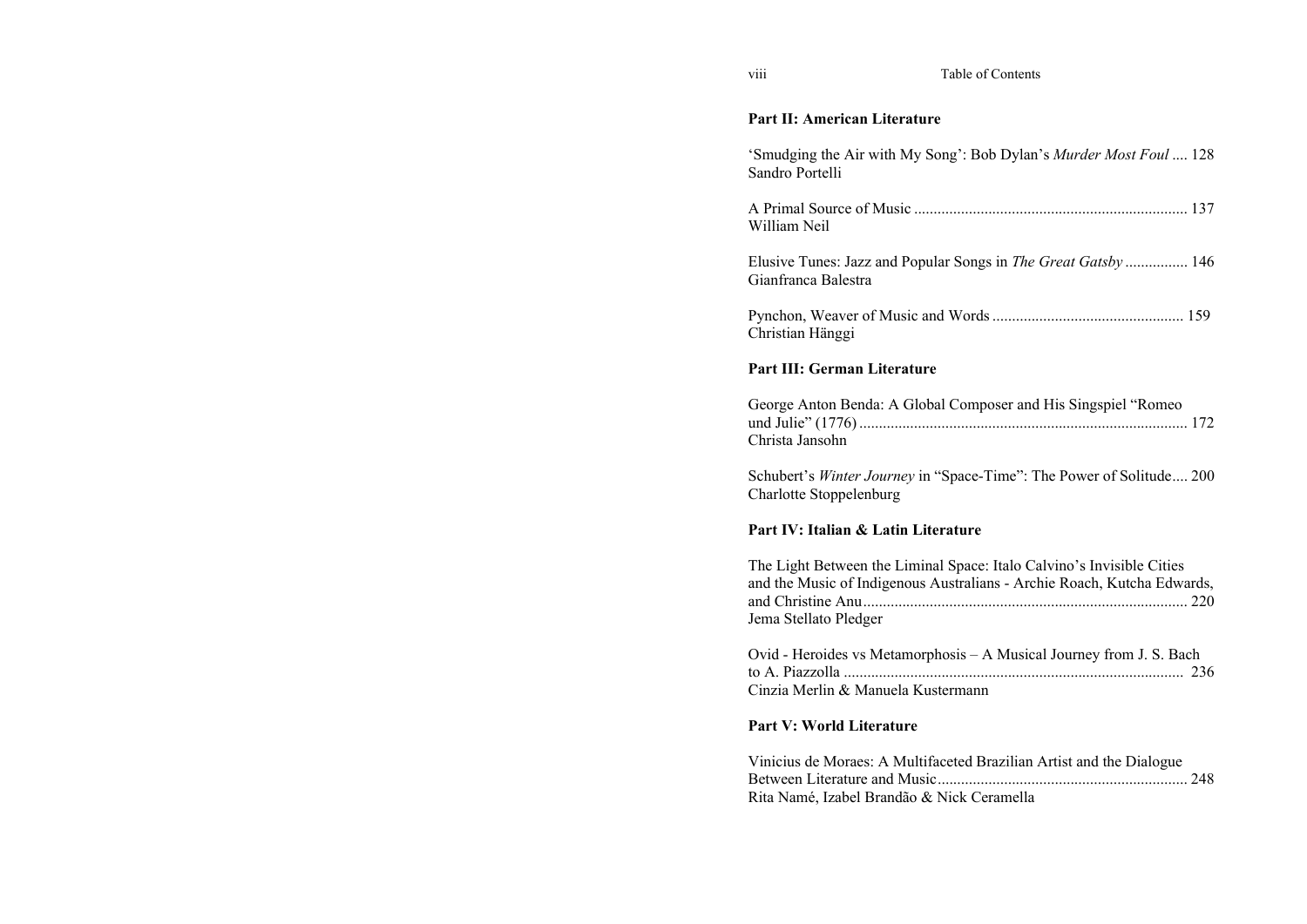## Part II: American Literature

'Smudging the Air with My Song': Bob Dylan's *Murder Most Foul* .... 128
Sandro Portelli

A Primal Source of Music ..................................................................... 137
William Neil

Elusive Tunes: Jazz and Popular Songs in *The Great Gatsby* ................ 146
Gianfranca Balestra

Pynchon, Weaver of Music and Words ................................................ 159
Christian Hänggi

## Part III: German Literature

George Anton Benda: A Global Composer and His Singspiel "Romeo und Julie" (1776) ................................................................................... 172
Christa Jansohn

Schubert's *Winter Journey* in "Space-Time": The Power of Solitude.... 200
Charlotte Stoppelenburg

## Part IV: Italian & Latin Literature

The Light Between the Liminal Space: Italo Calvino's Invisible Cities and the Music of Indigenous Australians - Archie Roach, Kutcha Edwards, and Christine Anu .................................................................................. 220
Jema Stellato Pledger

Ovid - Heroides vs Metamorphosis – A Musical Journey from J. S. Bach to A. Piazzolla ....................................................................................... 236
Cinzia Merlin & Manuela Kustermann

## Part V: World Literature

Vinicius de Moraes: A Multifaceted Brazilian Artist and the Dialogue Between Literature and Music ............................................................... 248
Rita Namé, Izabel Brandão & Nick Ceramella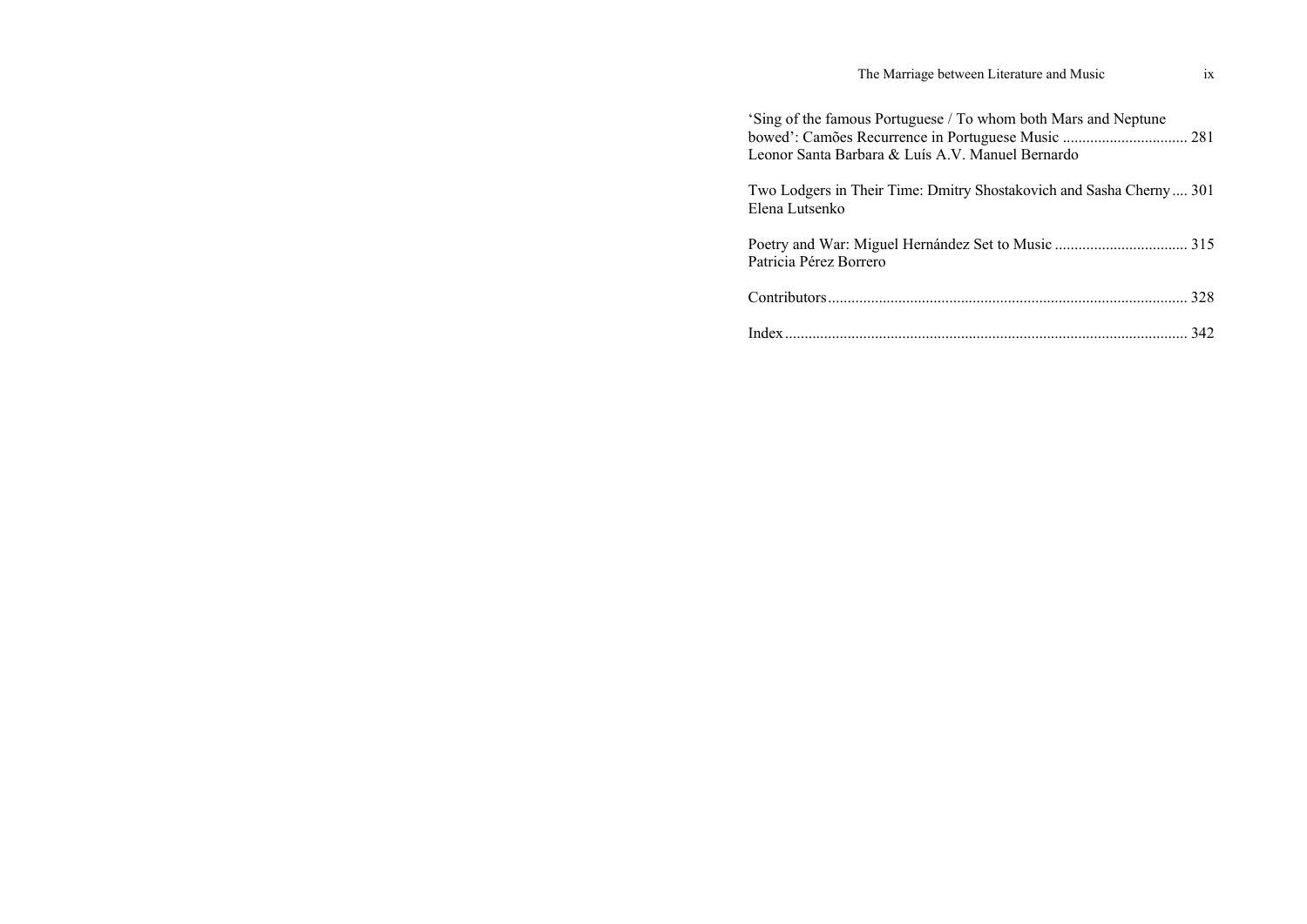'Sing of the famous Portuguese / To whom both Mars and Neptune bowed': Camões Recurrence in Portuguese Music ................................ 281
Leonor Santa Barbara & Luís A.V. Manuel Bernardo

Two Lodgers in Their Time: Dmitry Shostakovich and Sasha Cherny .... 301
Elena Lutsenko

Poetry and War: Miguel Hernández Set to Music ................................. 315
Patricia Pérez Borrero

Contributors........................................................................................... 328

Index...................................................................................................... 342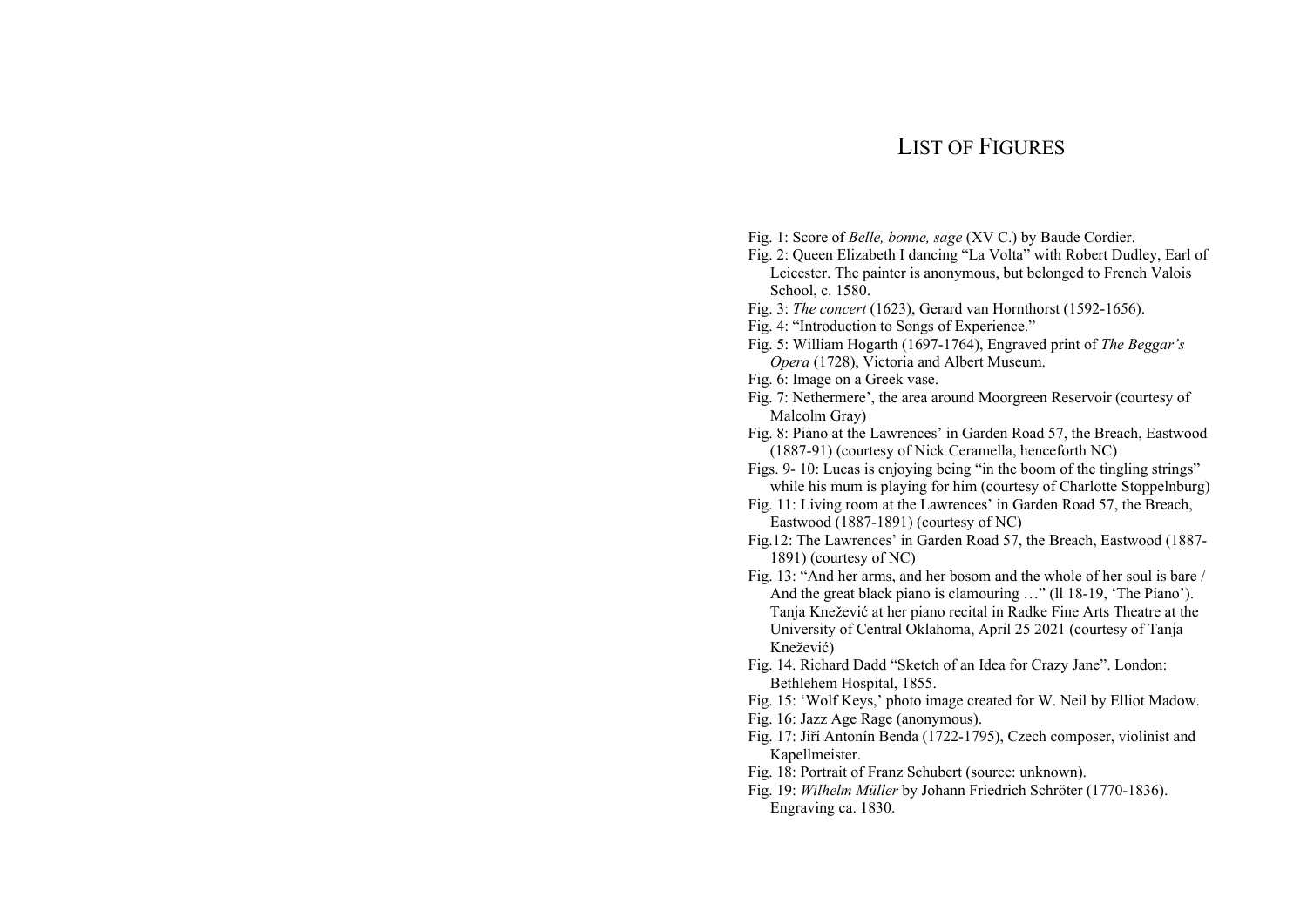# LIST OF FIGURES

Fig. 1: Score of *Belle, bonne, sage* (XV C.) by Baude Cordier.

Fig. 2: Queen Elizabeth I dancing "La Volta" with Robert Dudley, Earl of Leicester. The painter is anonymous, but belonged to French Valois School, c. 1580.

Fig. 3: *The concert* (1623), Gerard van Hornthorst (1592-1656).

Fig. 4: "Introduction to Songs of Experience."

Fig. 5: William Hogarth (1697-1764), Engraved print of *The Beggar's Opera* (1728), Victoria and Albert Museum.

Fig. 6: Image on a Greek vase.

Fig. 7: Nethermere', the area around Moorgreen Reservoir (courtesy of Malcolm Gray)

Fig. 8: Piano at the Lawrences' in Garden Road 57, the Breach, Eastwood (1887-91) (courtesy of Nick Ceramella, henceforth NC)

Figs. 9- 10: Lucas is enjoying being "in the boom of the tingling strings" while his mum is playing for him (courtesy of Charlotte Stoppelnburg)

Fig. 11: Living room at the Lawrences' in Garden Road 57, the Breach, Eastwood (1887-1891) (courtesy of NC)

Fig.12: The Lawrences' in Garden Road 57, the Breach, Eastwood (1887-1891) (courtesy of NC)

Fig. 13: "And her arms, and her bosom and the whole of her soul is bare / And the great black piano is clamouring …" (ll 18-19, 'The Piano'). Tanja Knežević at her piano recital in Radke Fine Arts Theatre at the University of Central Oklahoma, April 25 2021 (courtesy of Tanja Knežević)

Fig. 14. Richard Dadd "Sketch of an Idea for Crazy Jane". London: Bethlehem Hospital, 1855.

Fig. 15: 'Wolf Keys,' photo image created for W. Neil by Elliot Madow.

Fig. 16: Jazz Age Rage (anonymous).

Fig. 17: Jiří Antonín Benda (1722-1795), Czech composer, violinist and Kapellmeister.

Fig. 18: Portrait of Franz Schubert (source: unknown).

Fig. 19: *Wilhelm Müller* by Johann Friedrich Schröter (1770-1836). Engraving ca. 1830.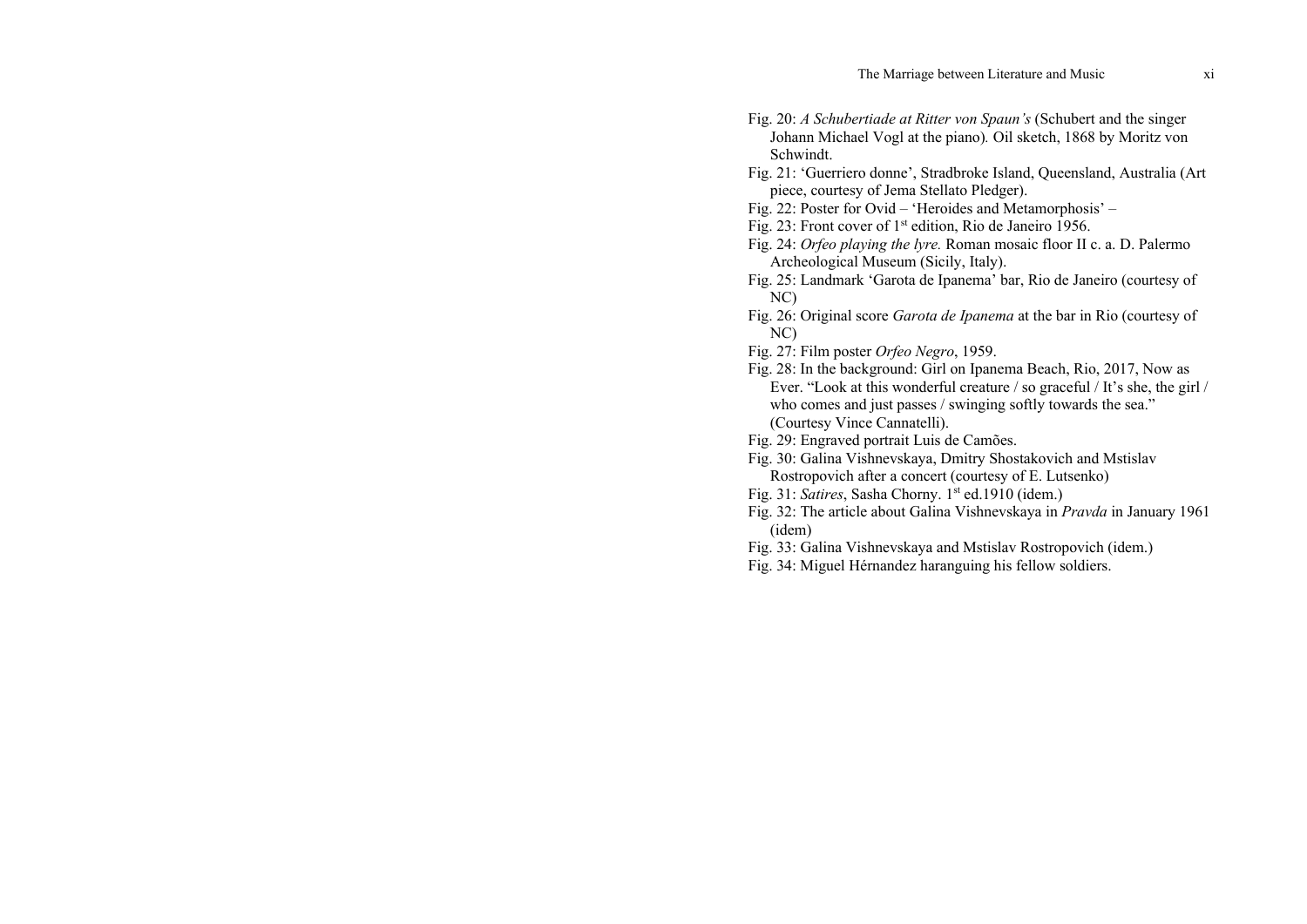Fig. 20: *A Schubertiade at Ritter von Spaun's* (Schubert and the singer Johann Michael Vogl at the piano)*.* Oil sketch, 1868 by Moritz von Schwindt.

Fig. 21: 'Guerriero donne', Stradbroke Island, Queensland, Australia (Art piece, courtesy of Jema Stellato Pledger).

Fig. 22: Poster for Ovid – 'Heroides and Metamorphosis' –

Fig. 23: Front cover of 1st edition, Rio de Janeiro 1956.

Fig. 24: *Orfeo playing the lyre.* Roman mosaic floor II c. a. D. Palermo Archeological Museum (Sicily, Italy).

Fig. 25: Landmark 'Garota de Ipanema' bar, Rio de Janeiro (courtesy of NC)

Fig. 26: Original score *Garota de Ipanema* at the bar in Rio (courtesy of NC)

Fig. 27: Film poster *Orfeo Negro*, 1959.

Fig. 28: In the background: Girl on Ipanema Beach, Rio, 2017, Now as Ever. "Look at this wonderful creature / so graceful / It's she, the girl / who comes and just passes / swinging softly towards the sea." (Courtesy Vince Cannatelli).

Fig. 29: Engraved portrait Luis de Camões.

Fig. 30: Galina Vishnevskaya, Dmitry Shostakovich and Mstislav Rostropovich after a concert (courtesy of E. Lutsenko)

Fig. 31: *Satires*, Sasha Chorny. 1st ed.1910 (idem.)

Fig. 32: The article about Galina Vishnevskaya in *Pravda* in January 1961 (idem)

Fig. 33: Galina Vishnevskaya and Mstislav Rostropovich (idem.)

Fig. 34: Miguel Hérnandez haranguing his fellow soldiers.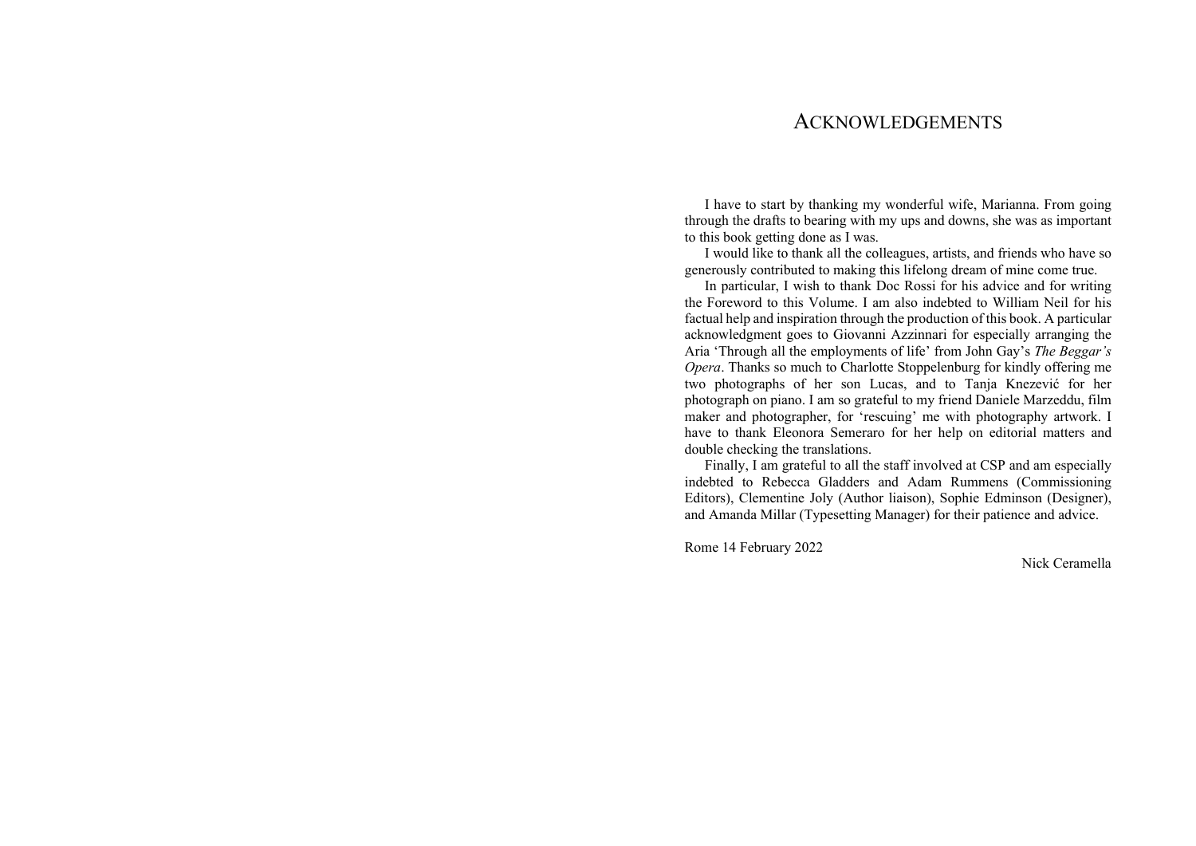# ACKNOWLEDGEMENTS

I have to start by thanking my wonderful wife, Marianna. From going through the drafts to bearing with my ups and downs, she was as important to this book getting done as I was.

I would like to thank all the colleagues, artists, and friends who have so generously contributed to making this lifelong dream of mine come true.

In particular, I wish to thank Doc Rossi for his advice and for writing the Foreword to this Volume. I am also indebted to William Neil for his factual help and inspiration through the production of this book. A particular acknowledgment goes to Giovanni Azzinnari for especially arranging the Aria 'Through all the employments of life' from John Gay's *The Beggar's Opera*. Thanks so much to Charlotte Stoppelenburg for kindly offering me two photographs of her son Lucas, and to Tanja Knezević for her photograph on piano. I am so grateful to my friend Daniele Marzeddu, film maker and photographer, for 'rescuing' me with photography artwork. I have to thank Eleonora Semeraro for her help on editorial matters and double checking the translations.

Finally, I am grateful to all the staff involved at CSP and am especially indebted to Rebecca Gladders and Adam Rummens (Commissioning Editors), Clementine Joly (Author liaison), Sophie Edminson (Designer), and Amanda Millar (Typesetting Manager) for their patience and advice.

Rome 14 February 2022

Nick Ceramella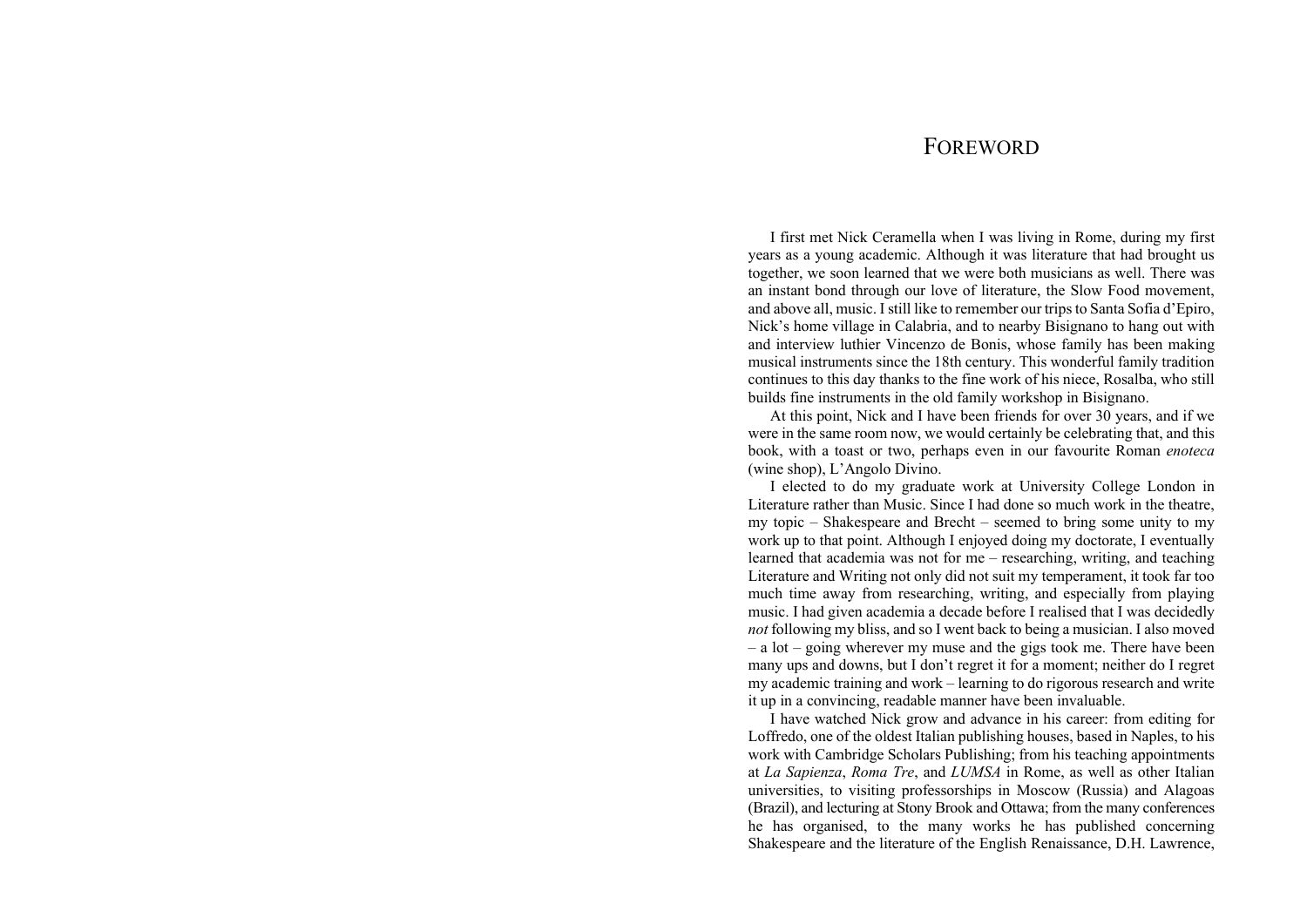# Foreword

I first met Nick Ceramella when I was living in Rome, during my first years as a young academic. Although it was literature that had brought us together, we soon learned that we were both musicians as well. There was an instant bond through our love of literature, the Slow Food movement, and above all, music. I still like to remember our trips to Santa Sofia d'Epiro, Nick's home village in Calabria, and to nearby Bisignano to hang out with and interview luthier Vincenzo de Bonis, whose family has been making musical instruments since the 18th century. This wonderful family tradition continues to this day thanks to the fine work of his niece, Rosalba, who still builds fine instruments in the old family workshop in Bisignano.

At this point, Nick and I have been friends for over 30 years, and if we were in the same room now, we would certainly be celebrating that, and this book, with a toast or two, perhaps even in our favourite Roman *enoteca* (wine shop), L'Angolo Divino.

I elected to do my graduate work at University College London in Literature rather than Music. Since I had done so much work in the theatre, my topic – Shakespeare and Brecht – seemed to bring some unity to my work up to that point. Although I enjoyed doing my doctorate, I eventually learned that academia was not for me – researching, writing, and teaching Literature and Writing not only did not suit my temperament, it took far too much time away from researching, writing, and especially from playing music. I had given academia a decade before I realised that I was decidedly *not* following my bliss, and so I went back to being a musician. I also moved – a lot – going wherever my muse and the gigs took me. There have been many ups and downs, but I don't regret it for a moment; neither do I regret my academic training and work – learning to do rigorous research and write it up in a convincing, readable manner have been invaluable.

I have watched Nick grow and advance in his career: from editing for Loffredo, one of the oldest Italian publishing houses, based in Naples, to his work with Cambridge Scholars Publishing; from his teaching appointments at *La Sapienza*, *Roma Tre*, and *LUMSA* in Rome, as well as other Italian universities, to visiting professorships in Moscow (Russia) and Alagoas (Brazil), and lecturing at Stony Brook and Ottawa; from the many conferences he has organised, to the many works he has published concerning Shakespeare and the literature of the English Renaissance, D.H. Lawrence,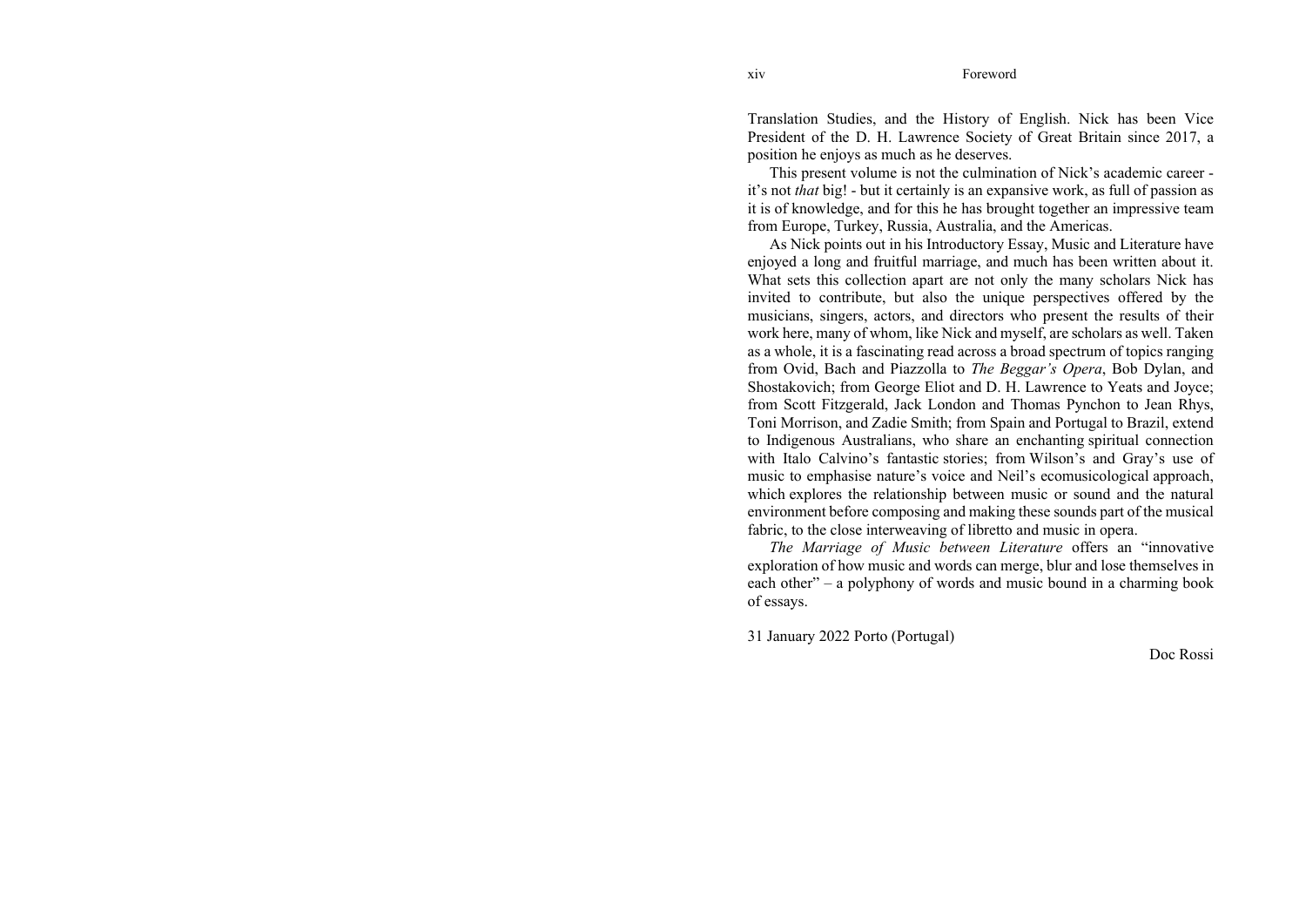Translation Studies, and the History of English. Nick has been Vice President of the D. H. Lawrence Society of Great Britain since 2017, a position he enjoys as much as he deserves.

This present volume is not the culmination of Nick's academic career - it's not *that* big! - but it certainly is an expansive work, as full of passion as it is of knowledge, and for this he has brought together an impressive team from Europe, Turkey, Russia, Australia, and the Americas.

As Nick points out in his Introductory Essay, Music and Literature have enjoyed a long and fruitful marriage, and much has been written about it. What sets this collection apart are not only the many scholars Nick has invited to contribute, but also the unique perspectives offered by the musicians, singers, actors, and directors who present the results of their work here, many of whom, like Nick and myself, are scholars as well. Taken as a whole, it is a fascinating read across a broad spectrum of topics ranging from Ovid, Bach and Piazzolla to *The Beggar's Opera*, Bob Dylan, and Shostakovich; from George Eliot and D. H. Lawrence to Yeats and Joyce; from Scott Fitzgerald, Jack London and Thomas Pynchon to Jean Rhys, Toni Morrison, and Zadie Smith; from Spain and Portugal to Brazil, extend to Indigenous Australians, who share an enchanting spiritual connection with Italo Calvino's fantastic stories; from Wilson's and Gray's use of music to emphasise nature's voice and Neil's ecomusicological approach, which explores the relationship between music or sound and the natural environment before composing and making these sounds part of the musical fabric, to the close interweaving of libretto and music in opera.

*The Marriage of Music between Literature* offers an "innovative exploration of how music and words can merge, blur and lose themselves in each other" – a polyphony of words and music bound in a charming book of essays.

31 January 2022 Porto (Portugal)

Doc Rossi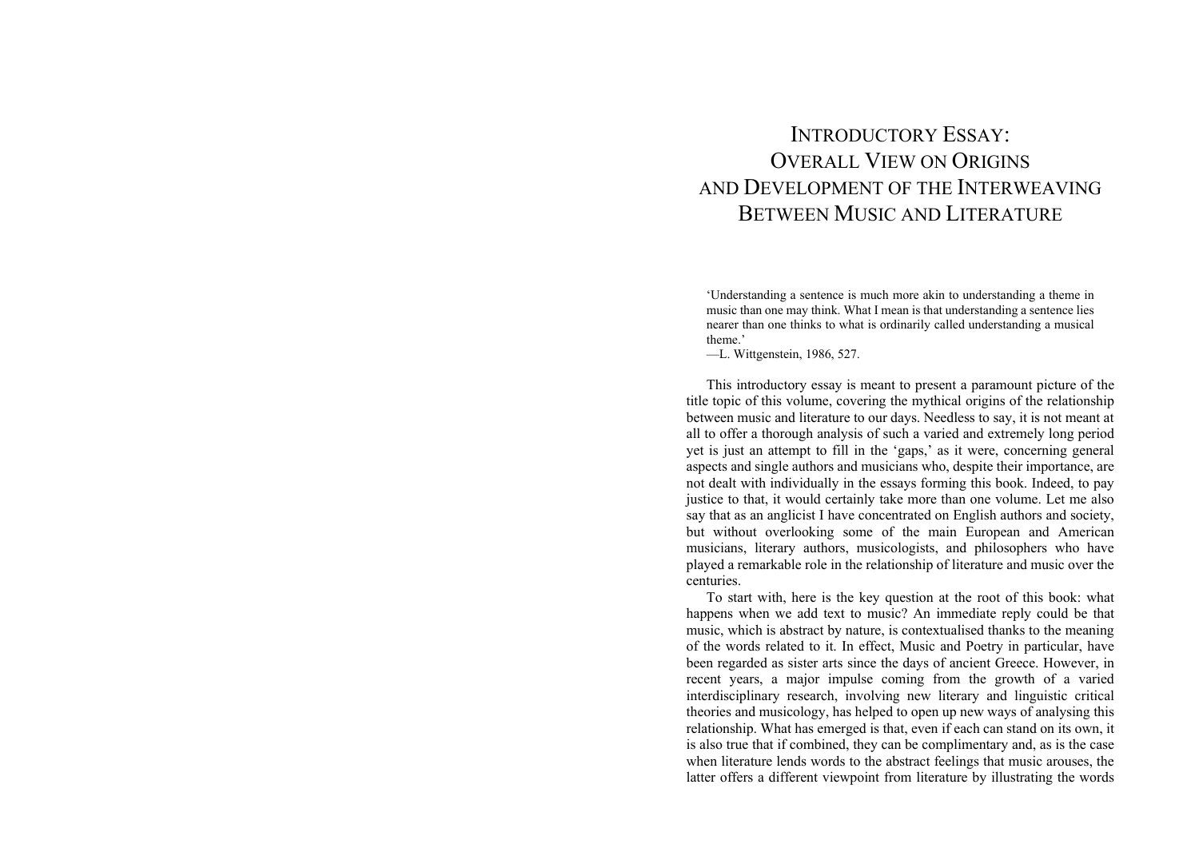# Introductory Essay: Overall View on Origins and Development of the Interweaving Between Music and Literature

> 'Understanding a sentence is much more akin to understanding a theme in music than one may think. What I mean is that understanding a sentence lies nearer than one thinks to what is ordinarily called understanding a musical theme.'
>
> —L. Wittgenstein, 1986, 527.

This introductory essay is meant to present a paramount picture of the title topic of this volume, covering the mythical origins of the relationship between music and literature to our days. Needless to say, it is not meant at all to offer a thorough analysis of such a varied and extremely long period yet is just an attempt to fill in the 'gaps,' as it were, concerning general aspects and single authors and musicians who, despite their importance, are not dealt with individually in the essays forming this book. Indeed, to pay justice to that, it would certainly take more than one volume. Let me also say that as an anglicist I have concentrated on English authors and society, but without overlooking some of the main European and American musicians, literary authors, musicologists, and philosophers who have played a remarkable role in the relationship of literature and music over the centuries.

To start with, here is the key question at the root of this book: what happens when we add text to music? An immediate reply could be that music, which is abstract by nature, is contextualised thanks to the meaning of the words related to it. In effect, Music and Poetry in particular, have been regarded as sister arts since the days of ancient Greece. However, in recent years, a major impulse coming from the growth of a varied interdisciplinary research, involving new literary and linguistic critical theories and musicology, has helped to open up new ways of analysing this relationship. What has emerged is that, even if each can stand on its own, it is also true that if combined, they can be complimentary and, as is the case when literature lends words to the abstract feelings that music arouses, the latter offers a different viewpoint from literature by illustrating the words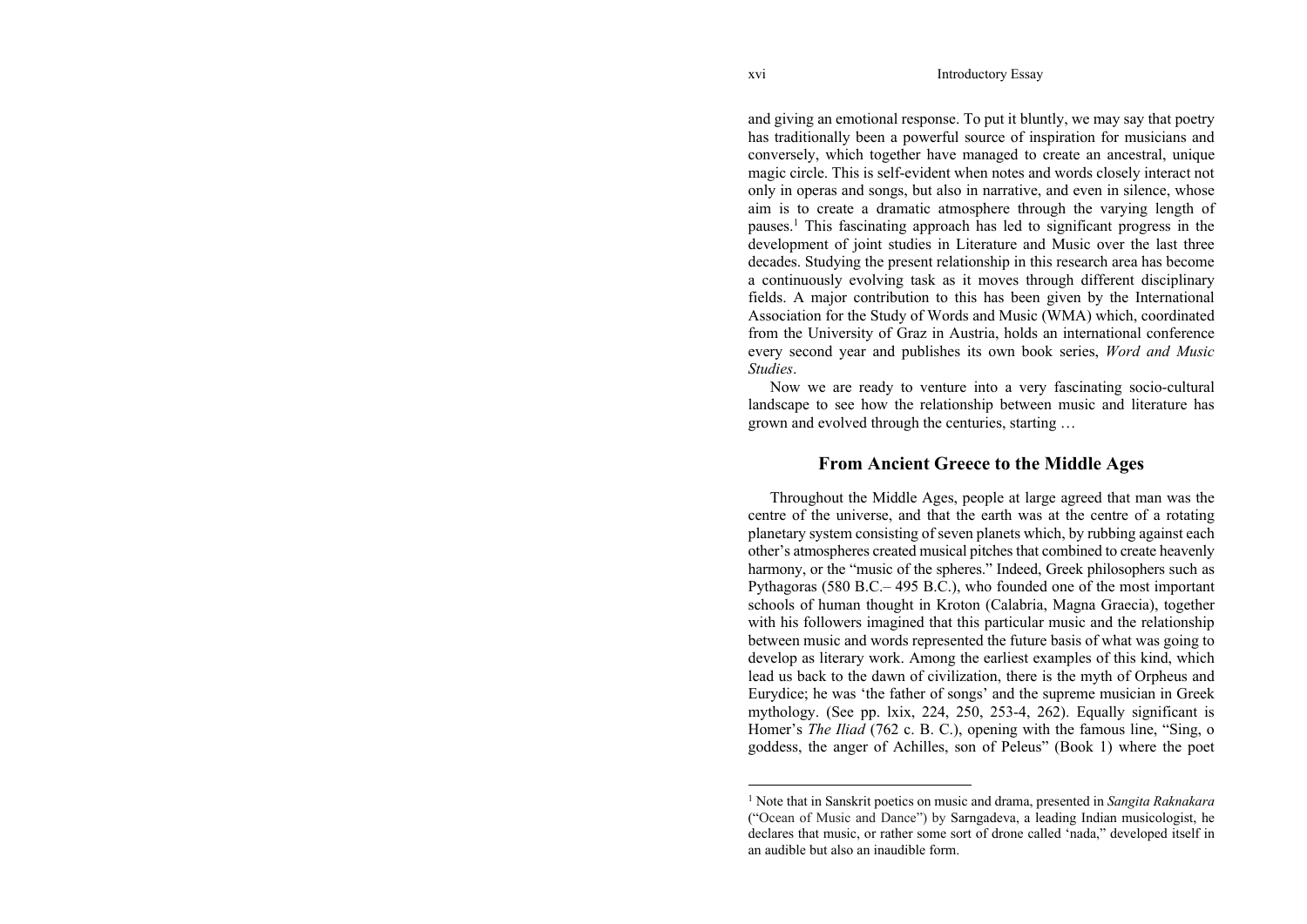and giving an emotional response. To put it bluntly, we may say that poetry has traditionally been a powerful source of inspiration for musicians and conversely, which together have managed to create an ancestral, unique magic circle. This is self-evident when notes and words closely interact not only in operas and songs, but also in narrative, and even in silence, whose aim is to create a dramatic atmosphere through the varying length of pauses.[1] This fascinating approach has led to significant progress in the development of joint studies in Literature and Music over the last three decades. Studying the present relationship in this research area has become a continuously evolving task as it moves through different disciplinary fields. A major contribution to this has been given by the International Association for the Study of Words and Music (WMA) which, coordinated from the University of Graz in Austria, holds an international conference every second year and publishes its own book series, *Word and Music Studies*.

Now we are ready to venture into a very fascinating socio-cultural landscape to see how the relationship between music and literature has grown and evolved through the centuries, starting …

## From Ancient Greece to the Middle Ages

Throughout the Middle Ages, people at large agreed that man was the centre of the universe, and that the earth was at the centre of a rotating planetary system consisting of seven planets which, by rubbing against each other's atmospheres created musical pitches that combined to create heavenly harmony, or the "music of the spheres." Indeed, Greek philosophers such as Pythagoras (580 B.C.– 495 B.C.), who founded one of the most important schools of human thought in Kroton (Calabria, Magna Graecia), together with his followers imagined that this particular music and the relationship between music and words represented the future basis of what was going to develop as literary work. Among the earliest examples of this kind, which lead us back to the dawn of civilization, there is the myth of Orpheus and Eurydice; he was 'the father of songs' and the supreme musician in Greek mythology. (See pp. lxix, 224, 250, 253-4, 262). Equally significant is Homer's *The Iliad* (762 c. B. C.), opening with the famous line, "Sing, o goddess, the anger of Achilles, son of Peleus" (Book 1) where the poet

---

[1] Note that in Sanskrit poetics on music and drama, presented in *Sangita Raknakara* ("Ocean of Music and Dance") by Sarngadeva, a leading Indian musicologist, he declares that music, or rather some sort of drone called 'nada," developed itself in an audible but also an inaudible form.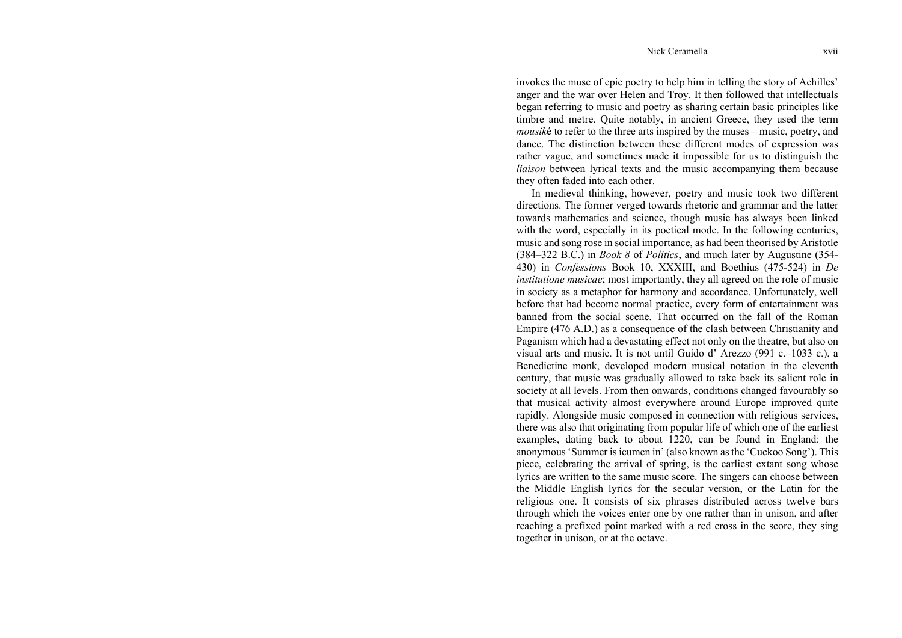invokes the muse of epic poetry to help him in telling the story of Achilles' anger and the war over Helen and Troy. It then followed that intellectuals began referring to music and poetry as sharing certain basic principles like timbre and metre. Quite notably, in ancient Greece, they used the term *mousik*é to refer to the three arts inspired by the muses – music, poetry, and dance. The distinction between these different modes of expression was rather vague, and sometimes made it impossible for us to distinguish the *liaison* between lyrical texts and the music accompanying them because they often faded into each other.

In medieval thinking, however, poetry and music took two different directions. The former verged towards rhetoric and grammar and the latter towards mathematics and science, though music has always been linked with the word, especially in its poetical mode. In the following centuries, music and song rose in social importance, as had been theorised by Aristotle (384–322 B.C.) in *Book 8* of *Politics*, and much later by Augustine (354-430) in *Confessions* Book 10, XXXIII, and Boethius (475-524) in *De institutione musicae*; most importantly, they all agreed on the role of music in society as a metaphor for harmony and accordance. Unfortunately, well before that had become normal practice, every form of entertainment was banned from the social scene. That occurred on the fall of the Roman Empire (476 A.D.) as a consequence of the clash between Christianity and Paganism which had a devastating effect not only on the theatre, but also on visual arts and music. It is not until Guido d' Arezzo (991 c.–1033 c.), a Benedictine monk, developed modern musical notation in the eleventh century, that music was gradually allowed to take back its salient role in society at all levels. From then onwards, conditions changed favourably so that musical activity almost everywhere around Europe improved quite rapidly. Alongside music composed in connection with religious services, there was also that originating from popular life of which one of the earliest examples, dating back to about 1220, can be found in England: the anonymous 'Summer is icumen in' (also known as the 'Cuckoo Song'). This piece, celebrating the arrival of spring, is the earliest extant song whose lyrics are written to the same music score. The singers can choose between the Middle English lyrics for the secular version, or the Latin for the religious one. It consists of six phrases distributed across twelve bars through which the voices enter one by one rather than in unison, and after reaching a prefixed point marked with a red cross in the score, they sing together in unison, or at the octave.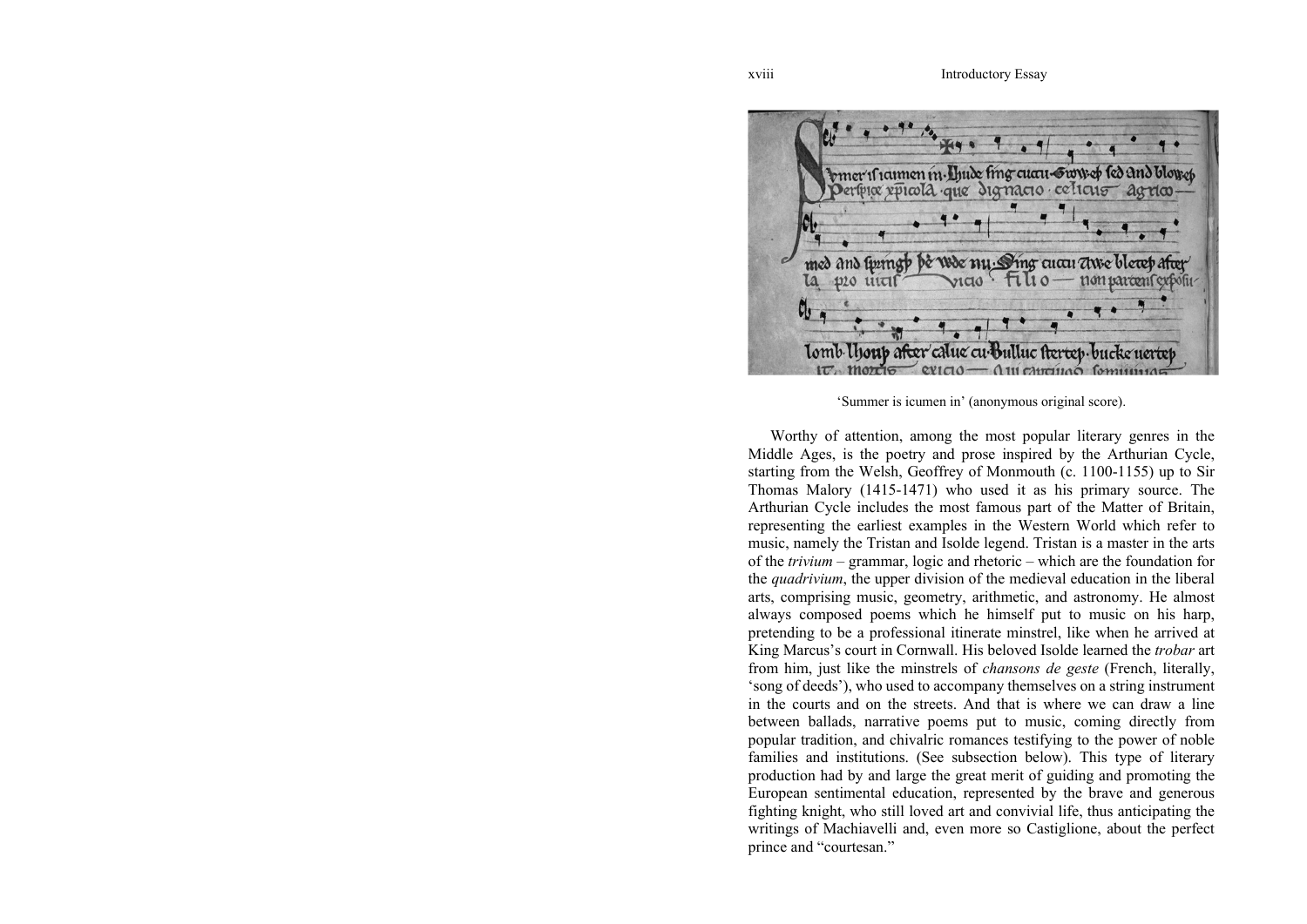'Summer is icumen in' (anonymous original score).

Worthy of attention, among the most popular literary genres in the Middle Ages, is the poetry and prose inspired by the Arthurian Cycle, starting from the Welsh, Geoffrey of Monmouth (c. 1100-1155) up to Sir Thomas Malory (1415-1471) who used it as his primary source. The Arthurian Cycle includes the most famous part of the Matter of Britain, representing the earliest examples in the Western World which refer to music, namely the Tristan and Isolde legend. Tristan is a master in the arts of the *trivium* – grammar, logic and rhetoric – which are the foundation for the *quadrivium*, the upper division of the medieval education in the liberal arts, comprising music, geometry, arithmetic, and astronomy. He almost always composed poems which he himself put to music on his harp, pretending to be a professional itinerate minstrel, like when he arrived at King Marcus's court in Cornwall. His beloved Isolde learned the *trobar* art from him, just like the minstrels of *chansons de geste* (French, literally, 'song of deeds'), who used to accompany themselves on a string instrument in the courts and on the streets. And that is where we can draw a line between ballads, narrative poems put to music, coming directly from popular tradition, and chivalric romances testifying to the power of noble families and institutions. (See subsection below). This type of literary production had by and large the great merit of guiding and promoting the European sentimental education, represented by the brave and generous fighting knight, who still loved art and convivial life, thus anticipating the writings of Machiavelli and, even more so Castiglione, about the perfect prince and "courtesan."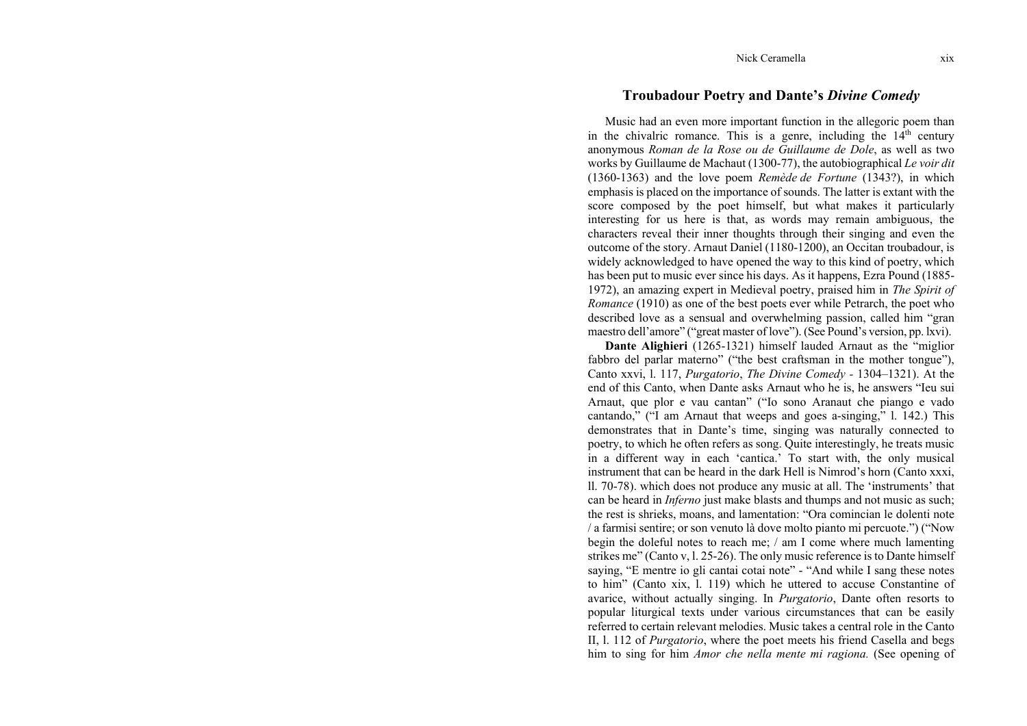## Troubadour Poetry and Dante's *Divine Comedy*

Music had an even more important function in the allegoric poem than in the chivalric romance. This is a genre, including the 14th century anonymous *Roman de la Rose ou de Guillaume de Dole*, as well as two works by Guillaume de Machaut (1300-77), the autobiographical *Le voir dit* (1360-1363) and the love poem *Remède de Fortune* (1343?), in which emphasis is placed on the importance of sounds. The latter is extant with the score composed by the poet himself, but what makes it particularly interesting for us here is that, as words may remain ambiguous, the characters reveal their inner thoughts through their singing and even the outcome of the story. Arnaut Daniel (1180-1200), an Occitan troubadour, is widely acknowledged to have opened the way to this kind of poetry, which has been put to music ever since his days. As it happens, Ezra Pound (1885-1972), an amazing expert in Medieval poetry, praised him in *The Spirit of Romance* (1910) as one of the best poets ever while Petrarch, the poet who described love as a sensual and overwhelming passion, called him "gran maestro dell'amore" ("great master of love"). (See Pound's version, pp. lxvi).

**Dante Alighieri** (1265-1321) himself lauded Arnaut as the "miglior fabbro del parlar materno" ("the best craftsman in the mother tongue"), Canto xxvi, l. 117, *Purgatorio*, *The Divine Comedy* - 1304–1321). At the end of this Canto, when Dante asks Arnaut who he is, he answers "Ieu sui Arnaut, que plor e vau cantan" ("Io sono Aranaut che piango e vado cantando," ("I am Arnaut that weeps and goes a-singing," l. 142.) This demonstrates that in Dante's time, singing was naturally connected to poetry, to which he often refers as song. Quite interestingly, he treats music in a different way in each 'cantica.' To start with, the only musical instrument that can be heard in the dark Hell is Nimrod's horn (Canto xxxi, ll. 70-78). which does not produce any music at all. The 'instruments' that can be heard in *Inferno* just make blasts and thumps and not music as such; the rest is shrieks, moans, and lamentation: "Ora comincian le dolenti note / a farmisi sentire; or son venuto là dove molto pianto mi percuote.") ("Now begin the doleful notes to reach me; / am I come where much lamenting strikes me" (Canto v, l. 25-26). The only music reference is to Dante himself saying, "E mentre io gli cantai cotai note" - "And while I sang these notes to him" (Canto xix, l. 119) which he uttered to accuse Constantine of avarice, without actually singing. In *Purgatorio*, Dante often resorts to popular liturgical texts under various circumstances that can be easily referred to certain relevant melodies. Music takes a central role in the Canto II, l. 112 of *Purgatorio*, where the poet meets his friend Casella and begs him to sing for him *Amor che nella mente mi ragiona.* (See opening of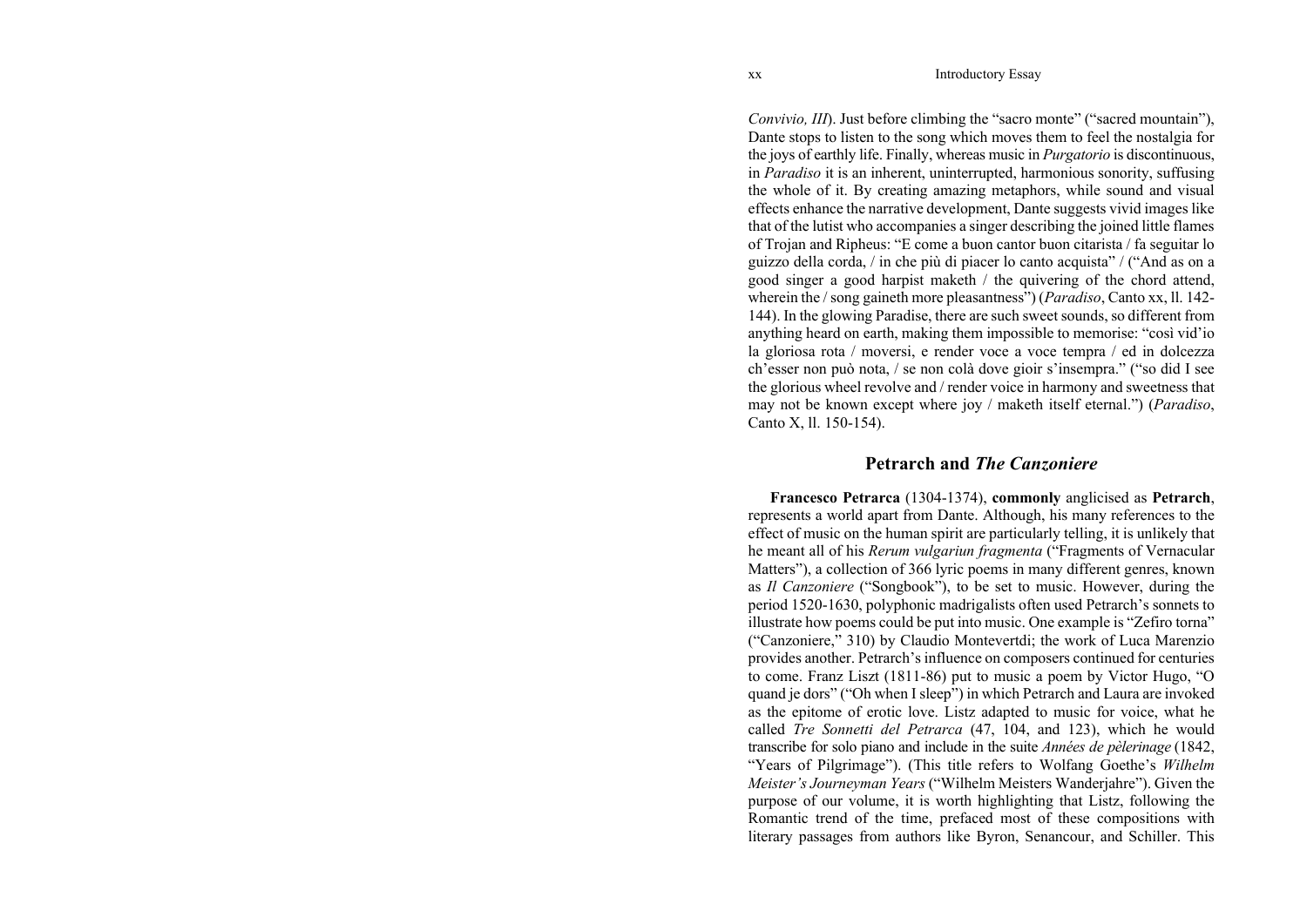*Convivio, III*). Just before climbing the "sacro monte" ("sacred mountain"), Dante stops to listen to the song which moves them to feel the nostalgia for the joys of earthly life. Finally, whereas music in *Purgatorio* is discontinuous, in *Paradiso* it is an inherent, uninterrupted, harmonious sonority, suffusing the whole of it. By creating amazing metaphors, while sound and visual effects enhance the narrative development, Dante suggests vivid images like that of the lutist who accompanies a singer describing the joined little flames of Trojan and Ripheus: "E come a buon cantor buon citarista / fa seguitar lo guizzo della corda, / in che più di piacer lo canto acquista" / ("And as on a good singer a good harpist maketh / the quivering of the chord attend, wherein the / song gaineth more pleasantness") (*Paradiso*, Canto xx, ll. 142-144). In the glowing Paradise, there are such sweet sounds, so different from anything heard on earth, making them impossible to memorise: "così vid'io la gloriosa rota / moversi, e render voce a voce tempra / ed in dolcezza ch'esser non può nota, / se non colà dove gioir s'insempra." ("so did I see the glorious wheel revolve and / render voice in harmony and sweetness that may not be known except where joy / maketh itself eternal.") (*Paradiso*, Canto X, ll. 150-154).

## Petrarch and *The Canzoniere*

**Francesco Petrarca** (1304-1374), **commonly** anglicised as **Petrarch**, represents a world apart from Dante. Although, his many references to the effect of music on the human spirit are particularly telling, it is unlikely that he meant all of his *Rerum vulgariun fragmenta* ("Fragments of Vernacular Matters"), a collection of 366 lyric poems in many different genres, known as *Il Canzoniere* ("Songbook"), to be set to music. However, during the period 1520-1630, polyphonic madrigalists often used Petrarch's sonnets to illustrate how poems could be put into music. One example is "Zefiro torna" ("Canzoniere," 310) by Claudio Montevertdi; the work of Luca Marenzio provides another. Petrarch's influence on composers continued for centuries to come. Franz Liszt (1811-86) put to music a poem by Victor Hugo, "O quand je dors" ("Oh when I sleep") in which Petrarch and Laura are invoked as the epitome of erotic love. Listz adapted to music for voice, what he called *Tre Sonnetti del Petrarca* (47, 104, and 123), which he would transcribe for solo piano and include in the suite *Années de pèlerinage* (1842, "Years of Pilgrimage"). (This title refers to Wolfang Goethe's *Wilhelm Meister's Journeyman Years* ("Wilhelm Meisters Wanderjahre"). Given the purpose of our volume, it is worth highlighting that Listz, following the Romantic trend of the time, prefaced most of these compositions with literary passages from authors like Byron, Senancour, and Schiller. This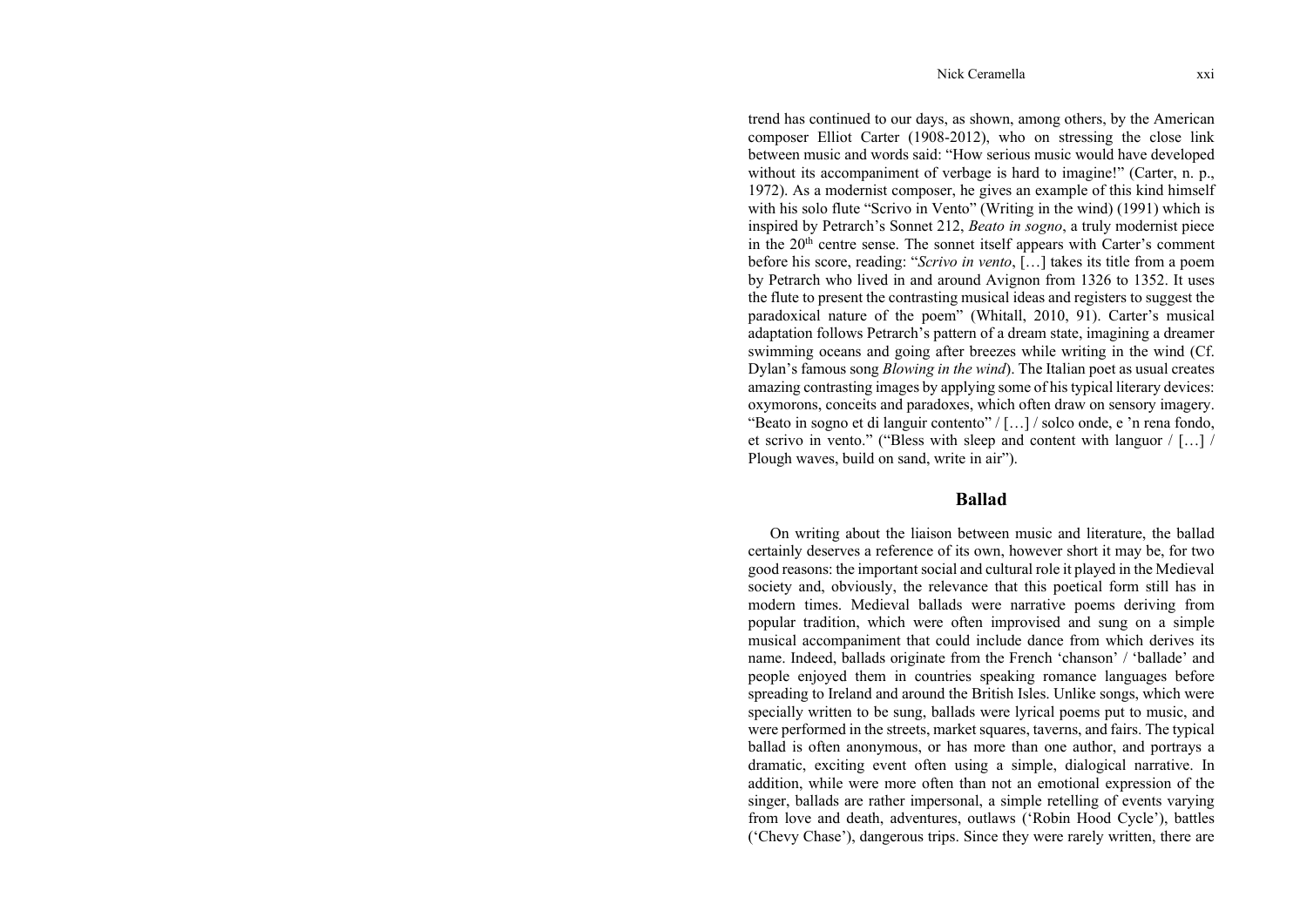trend has continued to our days, as shown, among others, by the American composer Elliot Carter (1908-2012), who on stressing the close link between music and words said: "How serious music would have developed without its accompaniment of verbage is hard to imagine!" (Carter, n. p., 1972). As a modernist composer, he gives an example of this kind himself with his solo flute "Scrivo in Vento" (Writing in the wind) (1991) which is inspired by Petrarch's Sonnet 212, *Beato in sogno*, a truly modernist piece in the 20th centre sense. The sonnet itself appears with Carter's comment before his score, reading: "*Scrivo in vento*, […] takes its title from a poem by Petrarch who lived in and around Avignon from 1326 to 1352. It uses the flute to present the contrasting musical ideas and registers to suggest the paradoxical nature of the poem" (Whitall, 2010, 91). Carter's musical adaptation follows Petrarch's pattern of a dream state, imagining a dreamer swimming oceans and going after breezes while writing in the wind (Cf. Dylan's famous song *Blowing in the wind*). The Italian poet as usual creates amazing contrasting images by applying some of his typical literary devices: oxymorons, conceits and paradoxes, which often draw on sensory imagery. "Beato in sogno et di languir contento" / […] / solco onde, e 'n rena fondo, et scrivo in vento." ("Bless with sleep and content with languor / […] / Plough waves, build on sand, write in air").

## Ballad

On writing about the liaison between music and literature, the ballad certainly deserves a reference of its own, however short it may be, for two good reasons: the important social and cultural role it played in the Medieval society and, obviously, the relevance that this poetical form still has in modern times. Medieval ballads were narrative poems deriving from popular tradition, which were often improvised and sung on a simple musical accompaniment that could include dance from which derives its name. Indeed, ballads originate from the French 'chanson' / 'ballade' and people enjoyed them in countries speaking romance languages before spreading to Ireland and around the British Isles. Unlike songs, which were specially written to be sung, ballads were lyrical poems put to music, and were performed in the streets, market squares, taverns, and fairs. The typical ballad is often anonymous, or has more than one author, and portrays a dramatic, exciting event often using a simple, dialogical narrative. In addition, while were more often than not an emotional expression of the singer, ballads are rather impersonal, a simple retelling of events varying from love and death, adventures, outlaws ('Robin Hood Cycle'), battles ('Chevy Chase'), dangerous trips. Since they were rarely written, there are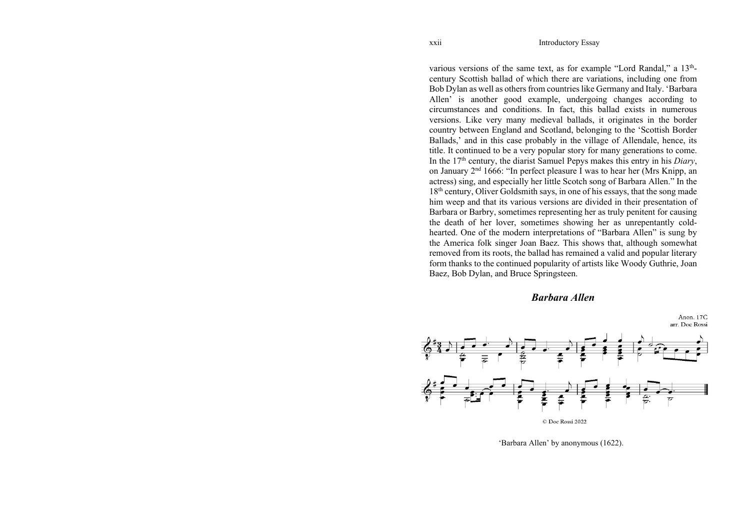various versions of the same text, as for example "Lord Randal," a 13th-century Scottish ballad of which there are variations, including one from Bob Dylan as well as others from countries like Germany and Italy. 'Barbara Allen' is another good example, undergoing changes according to circumstances and conditions. In fact, this ballad exists in numerous versions. Like very many medieval ballads, it originates in the border country between England and Scotland, belonging to the 'Scottish Border Ballads,' and in this case probably in the village of Allendale, hence, its title. It continued to be a very popular story for many generations to come. In the 17th century, the diarist Samuel Pepys makes this entry in his *Diary*, on January 2nd 1666: "In perfect pleasure I was to hear her (Mrs Knipp, an actress) sing, and especially her little Scotch song of Barbara Allen." In the 18th century, Oliver Goldsmith says, in one of his essays, that the song made him weep and that its various versions are divided in their presentation of Barbara or Barbry, sometimes representing her as truly penitent for causing the death of her lover, sometimes showing her as unrepentantly cold-hearted. One of the modern interpretations of "Barbara Allen" is sung by the America folk singer Joan Baez. This shows that, although somewhat removed from its roots, the ballad has remained a valid and popular literary form thanks to the continued popularity of artists like Woody Guthrie, Joan Baez, Bob Dylan, and Bruce Springsteen.

## *Barbara Allen*

Anon. 17C
arr. Doc Rossi

© Doc Rossi 2022

'Barbara Allen' by anonymous (1622).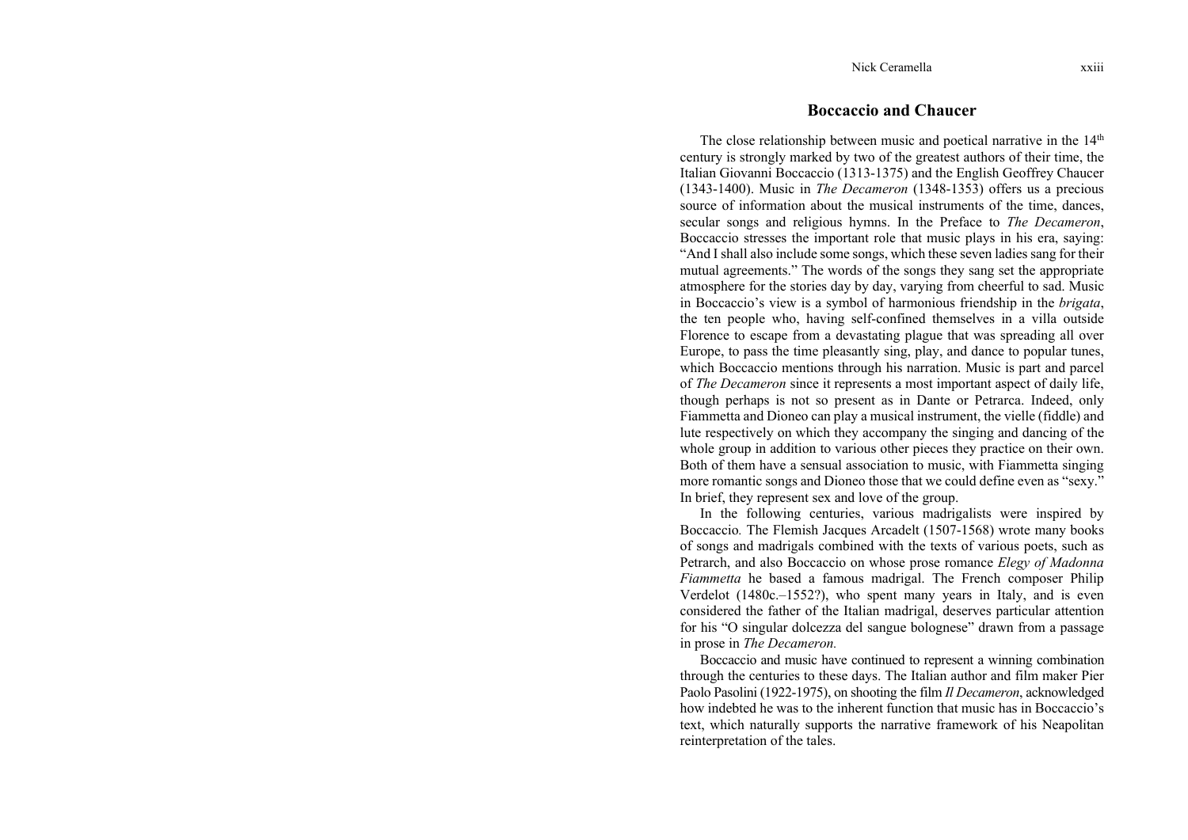## Boccaccio and Chaucer

The close relationship between music and poetical narrative in the 14th century is strongly marked by two of the greatest authors of their time, the Italian Giovanni Boccaccio (1313-1375) and the English Geoffrey Chaucer (1343-1400). Music in *The Decameron* (1348-1353) offers us a precious source of information about the musical instruments of the time, dances, secular songs and religious hymns. In the Preface to *The Decameron*, Boccaccio stresses the important role that music plays in his era, saying: "And I shall also include some songs, which these seven ladies sang for their mutual agreements." The words of the songs they sang set the appropriate atmosphere for the stories day by day, varying from cheerful to sad. Music in Boccaccio's view is a symbol of harmonious friendship in the *brigata*, the ten people who, having self-confined themselves in a villa outside Florence to escape from a devastating plague that was spreading all over Europe, to pass the time pleasantly sing, play, and dance to popular tunes, which Boccaccio mentions through his narration. Music is part and parcel of *The Decameron* since it represents a most important aspect of daily life, though perhaps is not so present as in Dante or Petrarca. Indeed, only Fiammetta and Dioneo can play a musical instrument, the vielle (fiddle) and lute respectively on which they accompany the singing and dancing of the whole group in addition to various other pieces they practice on their own. Both of them have a sensual association to music, with Fiammetta singing more romantic songs and Dioneo those that we could define even as "sexy." In brief, they represent sex and love of the group.

In the following centuries, various madrigalists were inspired by Boccaccio. The Flemish Jacques Arcadelt (1507-1568) wrote many books of songs and madrigals combined with the texts of various poets, such as Petrarch, and also Boccaccio on whose prose romance *Elegy of Madonna Fiammetta* he based a famous madrigal. The French composer Philip Verdelot (1480c.–1552?), who spent many years in Italy, and is even considered the father of the Italian madrigal, deserves particular attention for his "O singular dolcezza del sangue bolognese" drawn from a passage in prose in *The Decameron.*

Boccaccio and music have continued to represent a winning combination through the centuries to these days. The Italian author and film maker Pier Paolo Pasolini (1922-1975), on shooting the film *Il Decameron*, acknowledged how indebted he was to the inherent function that music has in Boccaccio's text, which naturally supports the narrative framework of his Neapolitan reinterpretation of the tales.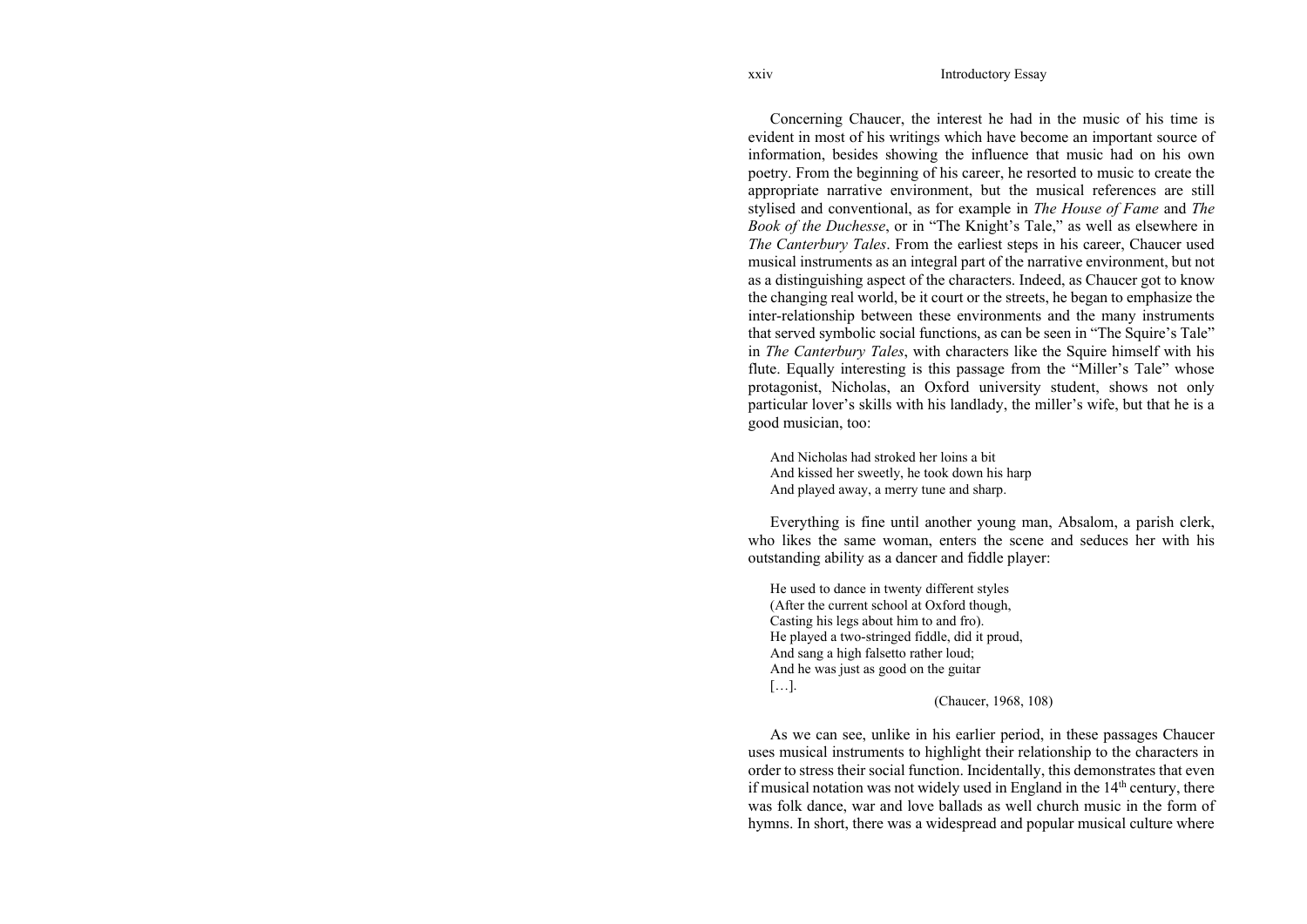Concerning Chaucer, the interest he had in the music of his time is evident in most of his writings which have become an important source of information, besides showing the influence that music had on his own poetry. From the beginning of his career, he resorted to music to create the appropriate narrative environment, but the musical references are still stylised and conventional, as for example in *The House of Fame* and *The Book of the Duchesse*, or in "The Knight's Tale," as well as elsewhere in *The Canterbury Tales*. From the earliest steps in his career, Chaucer used musical instruments as an integral part of the narrative environment, but not as a distinguishing aspect of the characters. Indeed, as Chaucer got to know the changing real world, be it court or the streets, he began to emphasize the inter-relationship between these environments and the many instruments that served symbolic social functions, as can be seen in "The Squire's Tale" in *The Canterbury Tales*, with characters like the Squire himself with his flute. Equally interesting is this passage from the "Miller's Tale" whose protagonist, Nicholas, an Oxford university student, shows not only particular lover's skills with his landlady, the miller's wife, but that he is a good musician, too:

> And Nicholas had stroked her loins a bit  
> And kissed her sweetly, he took down his harp  
> And played away, a merry tune and sharp.

Everything is fine until another young man, Absalom, a parish clerk, who likes the same woman, enters the scene and seduces her with his outstanding ability as a dancer and fiddle player:

> He used to dance in twenty different styles  
> (After the current school at Oxford though,  
> Casting his legs about him to and fro).  
> He played a two-stringed fiddle, did it proud,  
> And sang a high falsetto rather loud;  
> And he was just as good on the guitar  
> […].  
> (Chaucer, 1968, 108)

As we can see, unlike in his earlier period, in these passages Chaucer uses musical instruments to highlight their relationship to the characters in order to stress their social function. Incidentally, this demonstrates that even if musical notation was not widely used in England in the 14th century, there was folk dance, war and love ballads as well church music in the form of hymns. In short, there was a widespread and popular musical culture where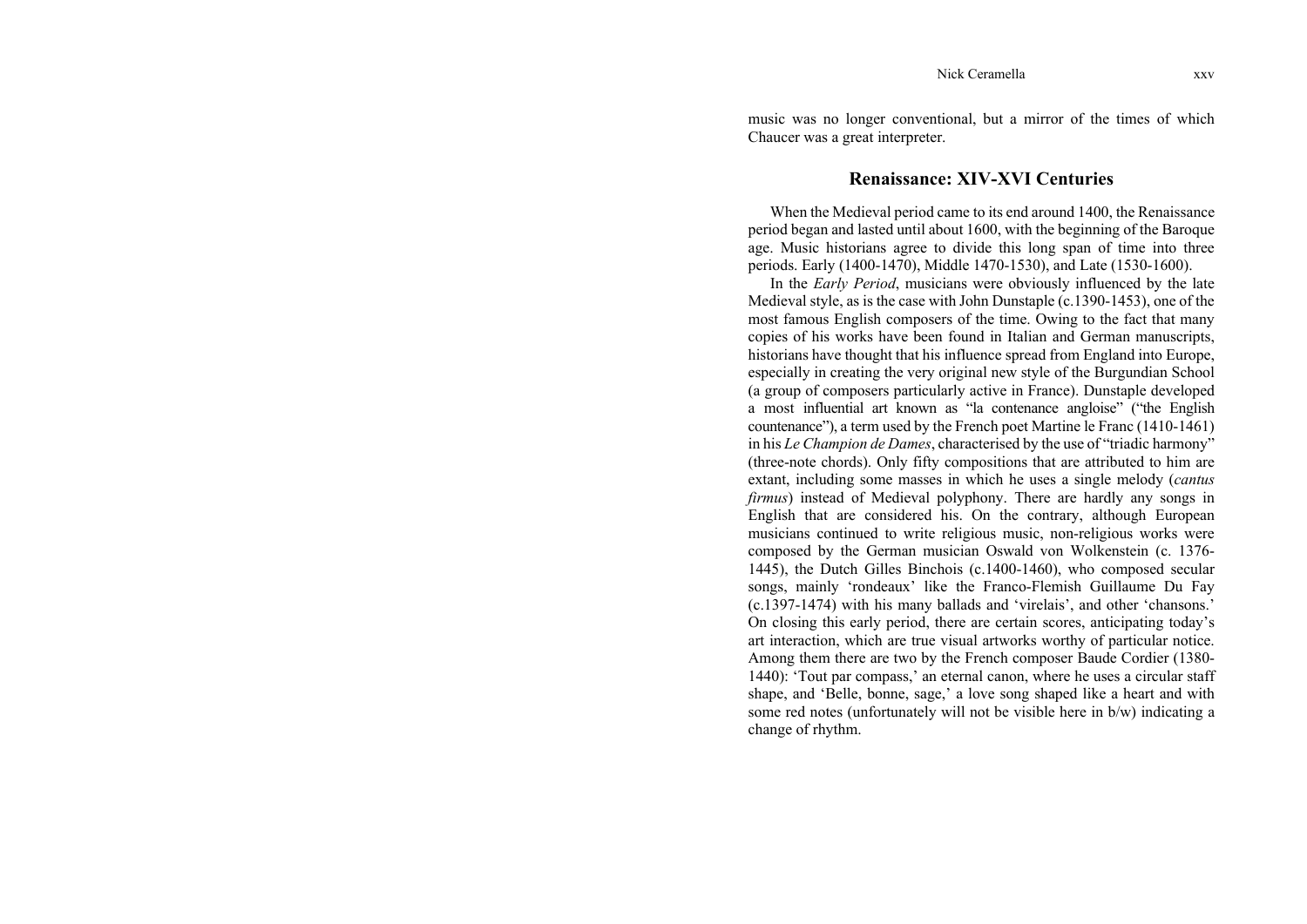music was no longer conventional, but a mirror of the times of which Chaucer was a great interpreter.

## Renaissance: XIV-XVI Centuries

When the Medieval period came to its end around 1400, the Renaissance period began and lasted until about 1600, with the beginning of the Baroque age. Music historians agree to divide this long span of time into three periods. Early (1400-1470), Middle 1470-1530), and Late (1530-1600).

In the *Early Period*, musicians were obviously influenced by the late Medieval style, as is the case with John Dunstaple (c.1390-1453), one of the most famous English composers of the time. Owing to the fact that many copies of his works have been found in Italian and German manuscripts, historians have thought that his influence spread from England into Europe, especially in creating the very original new style of the Burgundian School (a group of composers particularly active in France). Dunstaple developed a most influential art known as "la contenance angloise" ("the English countenance"), a term used by the French poet Martine le Franc (1410-1461) in his *Le Champion de Dames*, characterised by the use of "triadic harmony" (three-note chords). Only fifty compositions that are attributed to him are extant, including some masses in which he uses a single melody (*cantus firmus*) instead of Medieval polyphony. There are hardly any songs in English that are considered his. On the contrary, although European musicians continued to write religious music, non-religious works were composed by the German musician Oswald von Wolkenstein (c. 1376-1445), the Dutch Gilles Binchois (c.1400-1460), who composed secular songs, mainly 'rondeaux' like the Franco-Flemish Guillaume Du Fay (c.1397-1474) with his many ballads and 'virelais', and other 'chansons.' On closing this early period, there are certain scores, anticipating today's art interaction, which are true visual artworks worthy of particular notice. Among them there are two by the French composer Baude Cordier (1380-1440): 'Tout par compass,' an eternal canon, where he uses a circular staff shape, and 'Belle, bonne, sage,' a love song shaped like a heart and with some red notes (unfortunately will not be visible here in b/w) indicating a change of rhythm.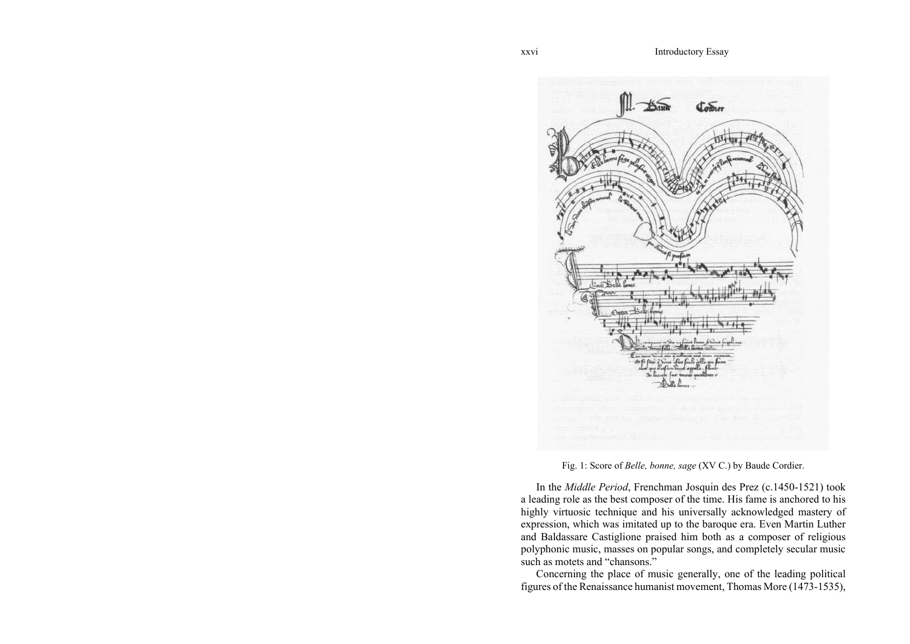Fig. 1: Score of *Belle, bonne, sage* (XV C.) by Baude Cordier.

In the *Middle Period*, Frenchman Josquin des Prez (c.1450-1521) took a leading role as the best composer of the time. His fame is anchored to his highly virtuosic technique and his universally acknowledged mastery of expression, which was imitated up to the baroque era. Even Martin Luther and Baldassare Castiglione praised him both as a composer of religious polyphonic music, masses on popular songs, and completely secular music such as motets and "chansons."

Concerning the place of music generally, one of the leading political figures of the Renaissance humanist movement, Thomas More (1473-1535),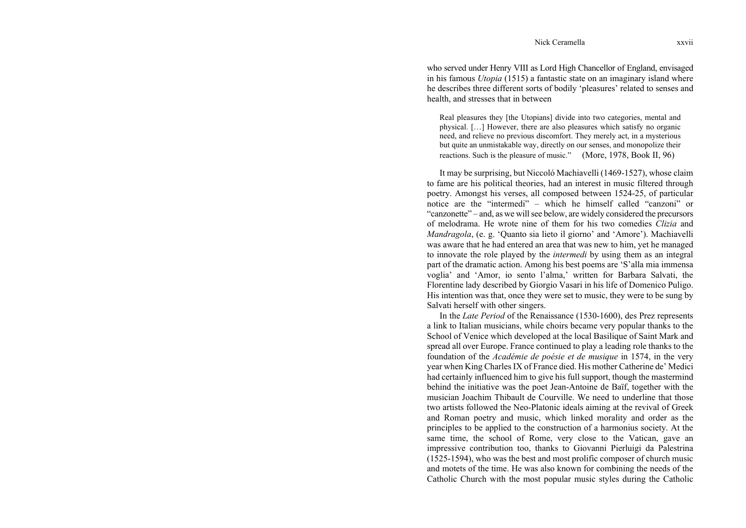who served under Henry VIII as Lord High Chancellor of England, envisaged in his famous *Utopia* (1515) a fantastic state on an imaginary island where he describes three different sorts of bodily 'pleasures' related to senses and health, and stresses that in between

> Real pleasures they [the Utopians] divide into two categories, mental and physical. […] However, there are also pleasures which satisfy no organic need, and relieve no previous discomfort. They merely act, in a mysterious but quite an unmistakable way, directly on our senses, and monopolize their reactions. Such is the pleasure of music." (More, 1978, Book II, 96)

It may be surprising, but Niccoló Machiavelli (1469-1527), whose claim to fame are his political theories, had an interest in music filtered through poetry. Amongst his verses, all composed between 1524-25, of particular notice are the "intermedi" – which he himself called "canzoni" or "canzonette" – and, as we will see below, are widely considered the precursors of melodrama. He wrote nine of them for his two comedies *Clizia* and *Mandragola*, (e. g. 'Quanto sia lieto il giorno' and 'Amore'). Machiavelli was aware that he had entered an area that was new to him, yet he managed to innovate the role played by the *intermedi* by using them as an integral part of the dramatic action. Among his best poems are 'S'alla mia immensa voglia' and 'Amor, io sento l'alma,' written for Barbara Salvati, the Florentine lady described by Giorgio Vasari in his life of Domenico Puligo. His intention was that, once they were set to music, they were to be sung by Salvati herself with other singers.

In the *Late Period* of the Renaissance (1530-1600), des Prez represents a link to Italian musicians, while choirs became very popular thanks to the School of Venice which developed at the local Basilique of Saint Mark and spread all over Europe. France continued to play a leading role thanks to the foundation of the *Académie de poésie et de musique* in 1574, in the very year when King Charles IX of France died. His mother Catherine de' Medici had certainly influenced him to give his full support, though the mastermind behind the initiative was the poet Jean-Antoine de Baïf, together with the musician Joachim Thibault de Courville. We need to underline that those two artists followed the Neo-Platonic ideals aiming at the revival of Greek and Roman poetry and music, which linked morality and order as the principles to be applied to the construction of a harmonius society. At the same time, the school of Rome, very close to the Vatican, gave an impressive contribution too, thanks to Giovanni Pierluigi da Palestrina (1525-1594), who was the best and most prolific composer of church music and motets of the time. He was also known for combining the needs of the Catholic Church with the most popular music styles during the Catholic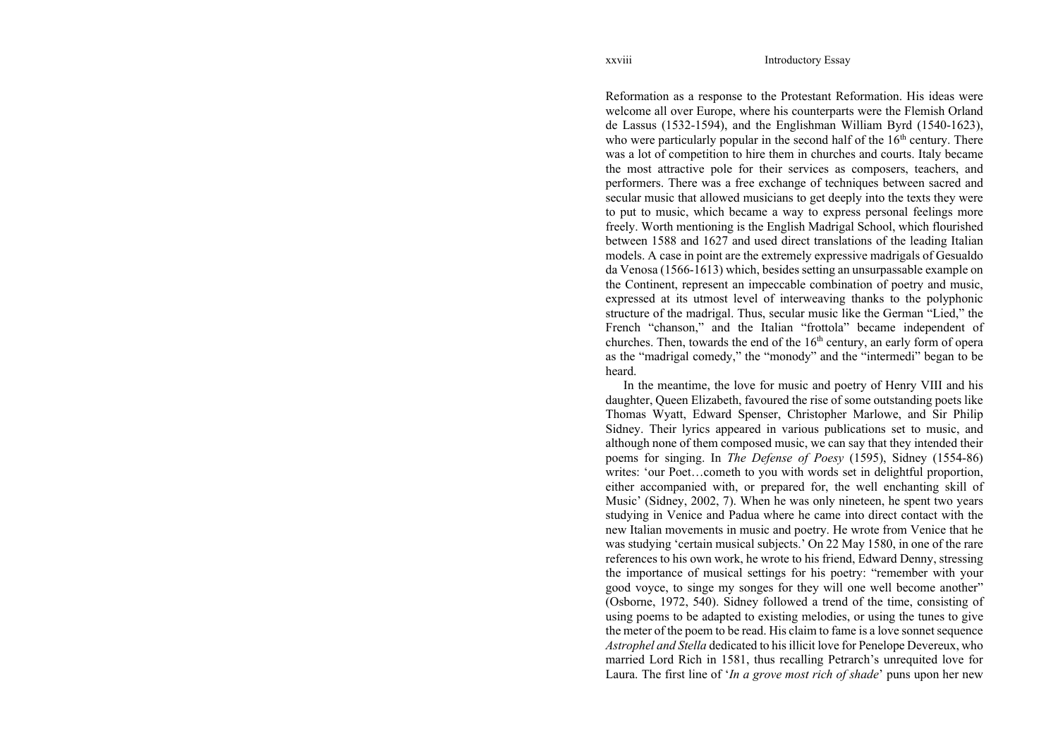Reformation as a response to the Protestant Reformation. His ideas were welcome all over Europe, where his counterparts were the Flemish Orland de Lassus (1532-1594), and the Englishman William Byrd (1540-1623), who were particularly popular in the second half of the 16th century. There was a lot of competition to hire them in churches and courts. Italy became the most attractive pole for their services as composers, teachers, and performers. There was a free exchange of techniques between sacred and secular music that allowed musicians to get deeply into the texts they were to put to music, which became a way to express personal feelings more freely. Worth mentioning is the English Madrigal School, which flourished between 1588 and 1627 and used direct translations of the leading Italian models. A case in point are the extremely expressive madrigals of Gesualdo da Venosa (1566-1613) which, besides setting an unsurpassable example on the Continent, represent an impeccable combination of poetry and music, expressed at its utmost level of interweaving thanks to the polyphonic structure of the madrigal. Thus, secular music like the German "Lied," the French "chanson," and the Italian "frottola" became independent of churches. Then, towards the end of the 16th century, an early form of opera as the "madrigal comedy," the "monody" and the "intermedi" began to be heard.

In the meantime, the love for music and poetry of Henry VIII and his daughter, Queen Elizabeth, favoured the rise of some outstanding poets like Thomas Wyatt, Edward Spenser, Christopher Marlowe, and Sir Philip Sidney. Their lyrics appeared in various publications set to music, and although none of them composed music, we can say that they intended their poems for singing. In *The Defense of Poesy* (1595), Sidney (1554-86) writes: 'our Poet…cometh to you with words set in delightful proportion, either accompanied with, or prepared for, the well enchanting skill of Music' (Sidney, 2002, 7). When he was only nineteen, he spent two years studying in Venice and Padua where he came into direct contact with the new Italian movements in music and poetry. He wrote from Venice that he was studying 'certain musical subjects.' On 22 May 1580, in one of the rare references to his own work, he wrote to his friend, Edward Denny, stressing the importance of musical settings for his poetry: "remember with your good voyce, to singe my songes for they will one well become another" (Osborne, 1972, 540). Sidney followed a trend of the time, consisting of using poems to be adapted to existing melodies, or using the tunes to give the meter of the poem to be read. His claim to fame is a love sonnet sequence *Astrophel and Stella* dedicated to his illicit love for Penelope Devereux, who married Lord Rich in 1581, thus recalling Petrarch's unrequited love for Laura. The first line of '*In a grove most rich of shade*' puns upon her new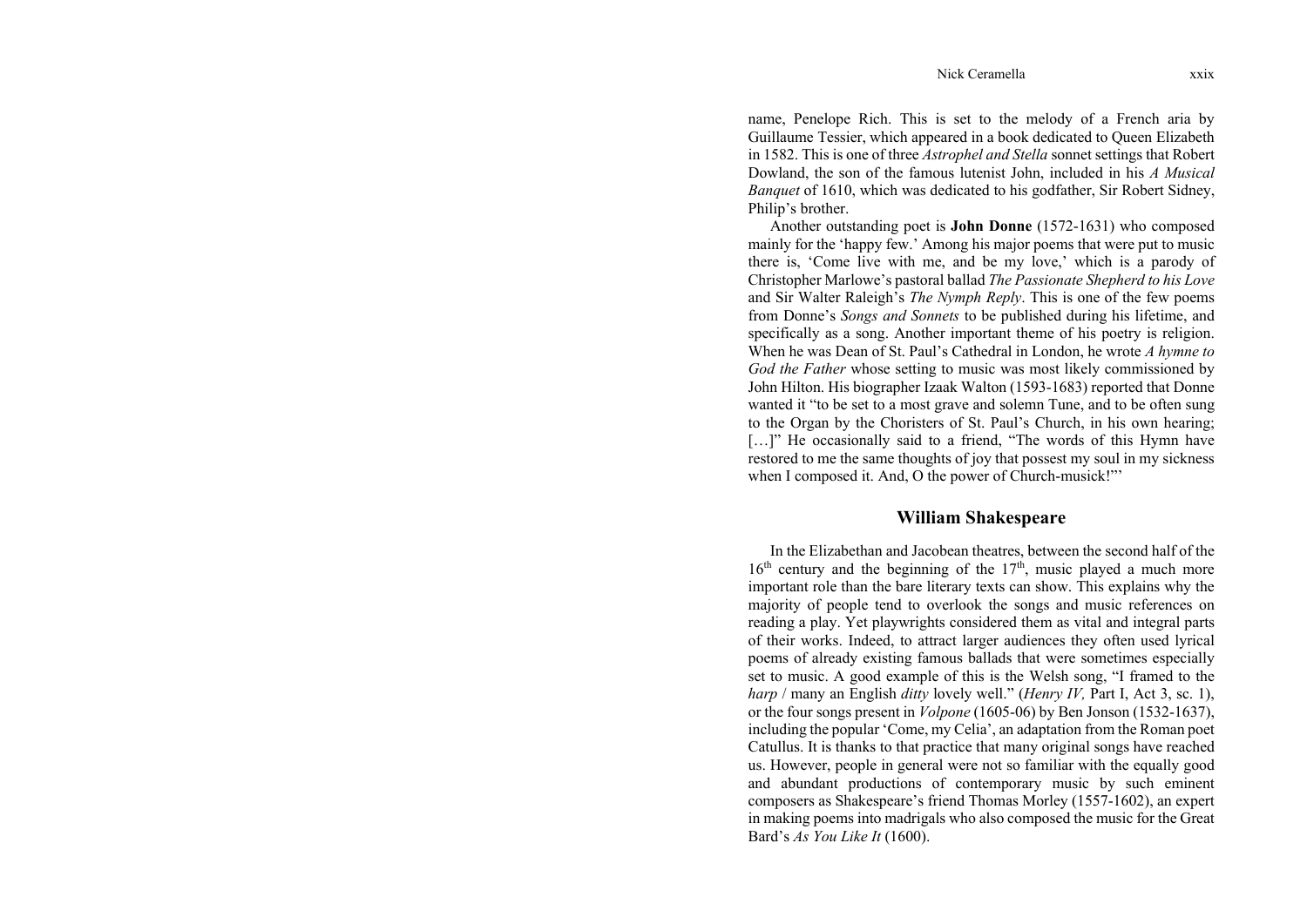name, Penelope Rich. This is set to the melody of a French aria by Guillaume Tessier, which appeared in a book dedicated to Queen Elizabeth in 1582. This is one of three *Astrophel and Stella* sonnet settings that Robert Dowland, the son of the famous lutenist John, included in his *A Musical Banquet* of 1610, which was dedicated to his godfather, Sir Robert Sidney, Philip's brother.

Another outstanding poet is **John Donne** (1572-1631) who composed mainly for the 'happy few.' Among his major poems that were put to music there is, 'Come live with me, and be my love,' which is a parody of Christopher Marlowe's pastoral ballad *The Passionate Shepherd to his Love* and Sir Walter Raleigh's *The Nymph Reply*. This is one of the few poems from Donne's *Songs and Sonnets* to be published during his lifetime, and specifically as a song. Another important theme of his poetry is religion. When he was Dean of St. Paul's Cathedral in London, he wrote *A hymne to God the Father* whose setting to music was most likely commissioned by John Hilton. His biographer Izaak Walton (1593-1683) reported that Donne wanted it "to be set to a most grave and solemn Tune, and to be often sung to the Organ by the Choristers of St. Paul's Church, in his own hearing; […]" He occasionally said to a friend, "The words of this Hymn have restored to me the same thoughts of joy that possest my soul in my sickness when I composed it. And, O the power of Church-musick!"'

## William Shakespeare

In the Elizabethan and Jacobean theatres, between the second half of the $16^{th}$ century and the beginning of the $17^{th}$, music played a much more important role than the bare literary texts can show. This explains why the majority of people tend to overlook the songs and music references on reading a play. Yet playwrights considered them as vital and integral parts of their works. Indeed, to attract larger audiences they often used lyrical poems of already existing famous ballads that were sometimes especially set to music. A good example of this is the Welsh song, "I framed to the *harp* / many an English *ditty* lovely well." (*Henry IV,* Part I, Act 3, sc. 1), or the four songs present in *Volpone* (1605-06) by Ben Jonson (1532-1637), including the popular 'Come, my Celia', an adaptation from the Roman poet Catullus. It is thanks to that practice that many original songs have reached us. However, people in general were not so familiar with the equally good and abundant productions of contemporary music by such eminent composers as Shakespeare's friend Thomas Morley (1557-1602), an expert in making poems into madrigals who also composed the music for the Great Bard's *As You Like It* (1600).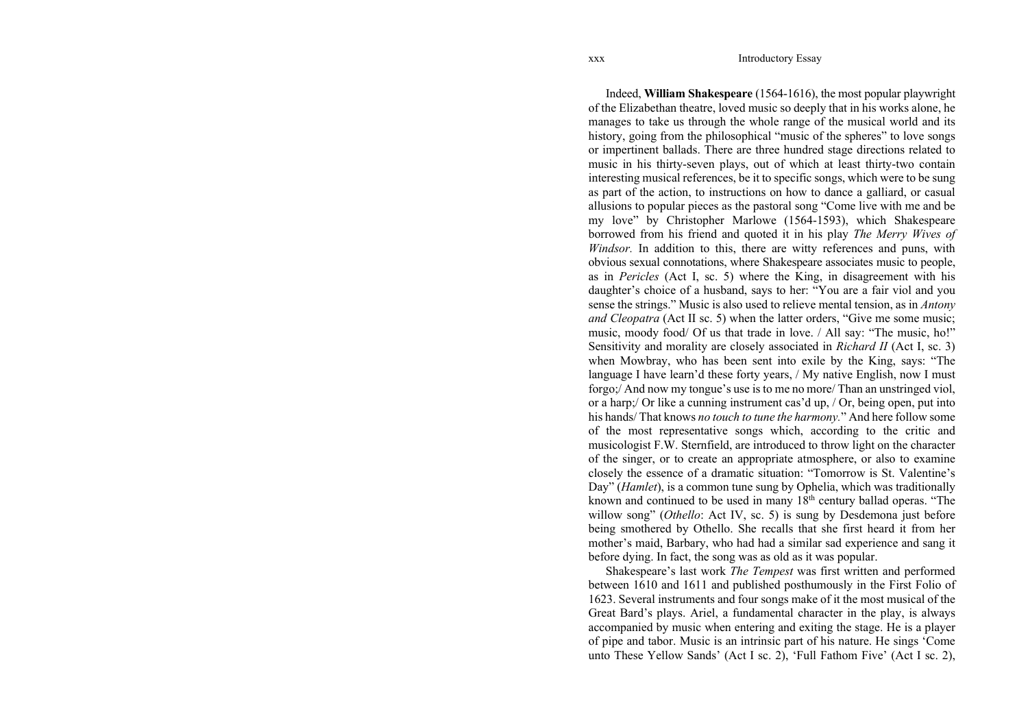Indeed, **William Shakespeare** (1564-1616), the most popular playwright of the Elizabethan theatre, loved music so deeply that in his works alone, he manages to take us through the whole range of the musical world and its history, going from the philosophical "music of the spheres" to love songs or impertinent ballads. There are three hundred stage directions related to music in his thirty-seven plays, out of which at least thirty-two contain interesting musical references, be it to specific songs, which were to be sung as part of the action, to instructions on how to dance a galliard, or casual allusions to popular pieces as the pastoral song "Come live with me and be my love" by Christopher Marlowe (1564-1593), which Shakespeare borrowed from his friend and quoted it in his play *The Merry Wives of Windsor.* In addition to this, there are witty references and puns, with obvious sexual connotations, where Shakespeare associates music to people, as in *Pericles* (Act I, sc. 5) where the King, in disagreement with his daughter's choice of a husband, says to her: "You are a fair viol and you sense the strings." Music is also used to relieve mental tension, as in *Antony and Cleopatra* (Act II sc. 5) when the latter orders, "Give me some music; music, moody food/ Of us that trade in love. / All say: "The music, ho!" Sensitivity and morality are closely associated in *Richard II* (Act I, sc. 3) when Mowbray, who has been sent into exile by the King, says: "The language I have learn'd these forty years, / My native English, now I must forgo;/ And now my tongue's use is to me no more/ Than an unstringed viol, or a harp;/ Or like a cunning instrument cas'd up, / Or, being open, put into his hands/ That knows *no touch to tune the harmony.*" And here follow some of the most representative songs which, according to the critic and musicologist F.W. Sternfield, are introduced to throw light on the character of the singer, or to create an appropriate atmosphere, or also to examine closely the essence of a dramatic situation: "Tomorrow is St. Valentine's Day" (*Hamlet*), is a common tune sung by Ophelia, which was traditionally known and continued to be used in many 18th century ballad operas. "The willow song" (*Othello*: Act IV, sc. 5) is sung by Desdemona just before being smothered by Othello. She recalls that she first heard it from her mother's maid, Barbary, who had had a similar sad experience and sang it before dying. In fact, the song was as old as it was popular.

Shakespeare's last work *The Tempest* was first written and performed between 1610 and 1611 and published posthumously in the First Folio of 1623. Several instruments and four songs make of it the most musical of the Great Bard's plays. Ariel, a fundamental character in the play, is always accompanied by music when entering and exiting the stage. He is a player of pipe and tabor. Music is an intrinsic part of his nature. He sings 'Come unto These Yellow Sands' (Act I sc. 2), 'Full Fathom Five' (Act I sc. 2),